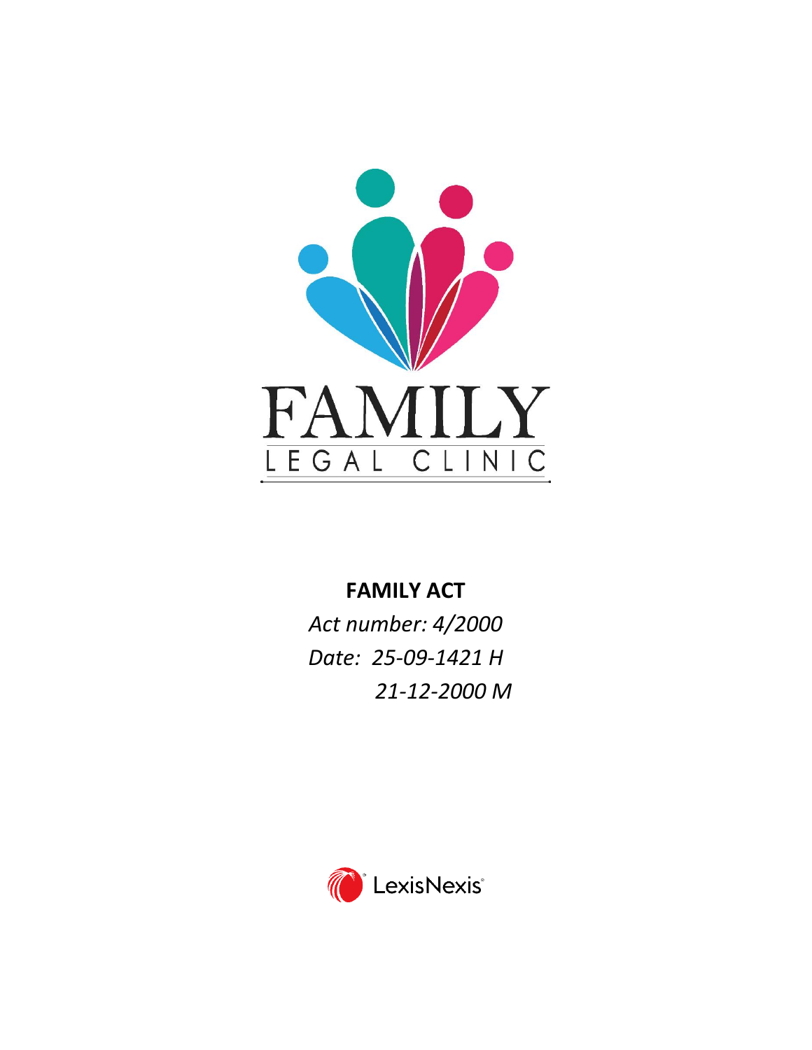FAMILY

LEGAL CLINIC

# FAMILY ACT

*Act number: 4/2000*

*Date: 25-09-1421 H*

*21-12-2000 M*

LexisNexis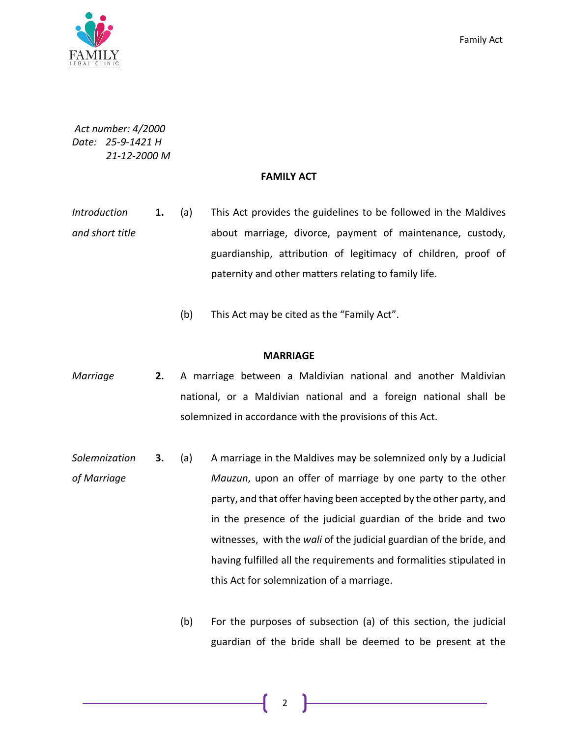*Act number: 4/2000*
*Date: 25-9-1421 H*
*21-12-2000 M*

## FAMILY ACT

*Introduction and short title*

**1.** (a) This Act provides the guidelines to be followed in the Maldives about marriage, divorce, payment of maintenance, custody, guardianship, attribution of legitimacy of children, proof of paternity and other matters relating to family life.

(b) This Act may be cited as the "Family Act".

### MARRIAGE

*Marriage*

**2.** A marriage between a Maldivian national and another Maldivian national, or a Maldivian national and a foreign national shall be solemnized in accordance with the provisions of this Act.

*Solemnization of Marriage*

**3.** (a) A marriage in the Maldives may be solemnized only by a Judicial *Mauzun*, upon an offer of marriage by one party to the other party, and that offer having been accepted by the other party, and in the presence of the judicial guardian of the bride and two witnesses, with the *wali* of the judicial guardian of the bride, and having fulfilled all the requirements and formalities stipulated in this Act for solemnization of a marriage.

(b) For the purposes of subsection (a) of this section, the judicial guardian of the bride shall be deemed to be present at the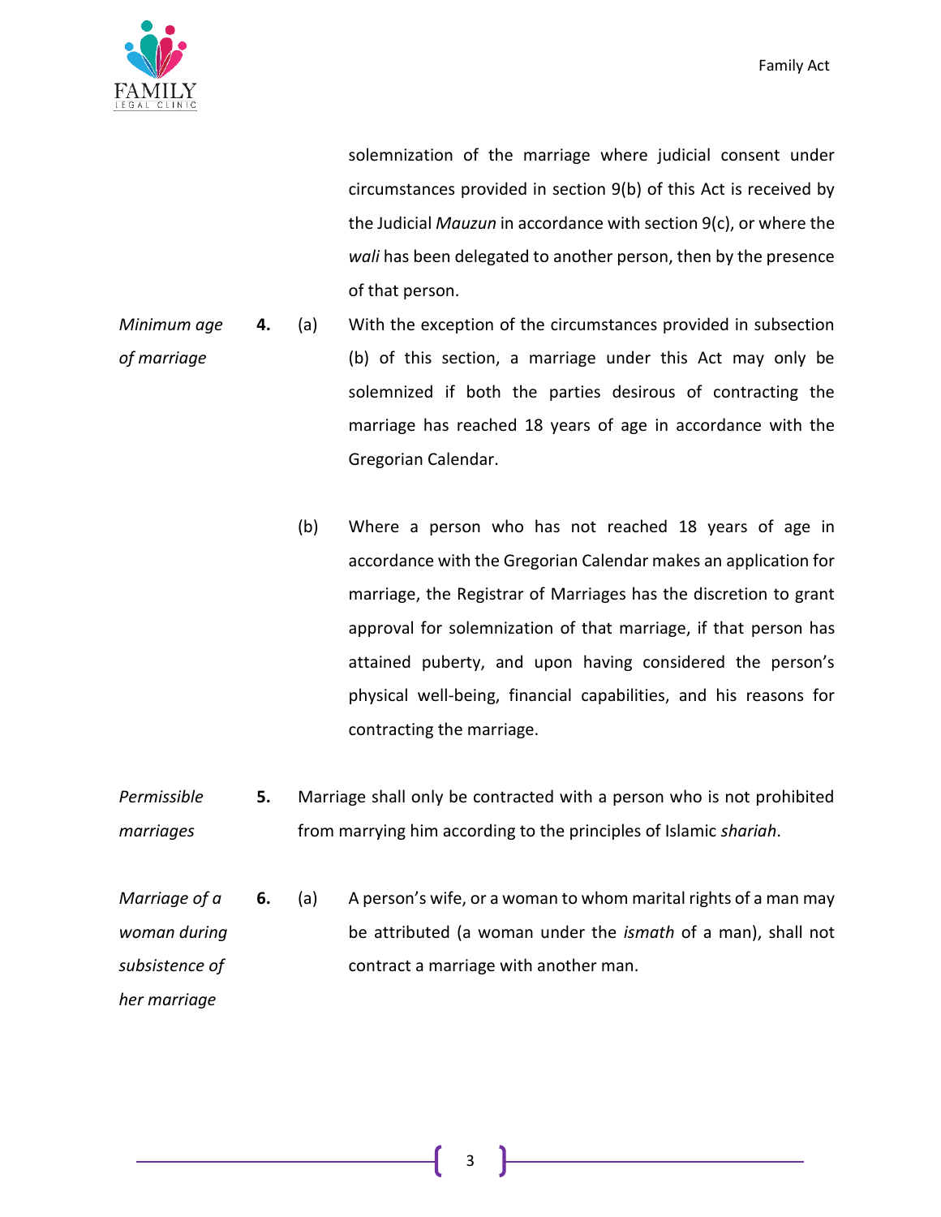solemnization of the marriage where judicial consent under circumstances provided in section 9(b) of this Act is received by the Judicial *Mauzun* in accordance with section 9(c), or where the *wali* has been delegated to another person, then by the presence of that person.

*Minimum age of marriage*

**4.** (a) With the exception of the circumstances provided in subsection (b) of this section, a marriage under this Act may only be solemnized if both the parties desirous of contracting the marriage has reached 18 years of age in accordance with the Gregorian Calendar.

(b) Where a person who has not reached 18 years of age in accordance with the Gregorian Calendar makes an application for marriage, the Registrar of Marriages has the discretion to grant approval for solemnization of that marriage, if that person has attained puberty, and upon having considered the person's physical well-being, financial capabilities, and his reasons for contracting the marriage.

*Permissible marriages*

**5.** Marriage shall only be contracted with a person who is not prohibited from marrying him according to the principles of Islamic *shariah*.

*Marriage of a woman during subsistence of her marriage*

**6.** (a) A person's wife, or a woman to whom marital rights of a man may be attributed (a woman under the *ismath* of a man), shall not contract a marriage with another man.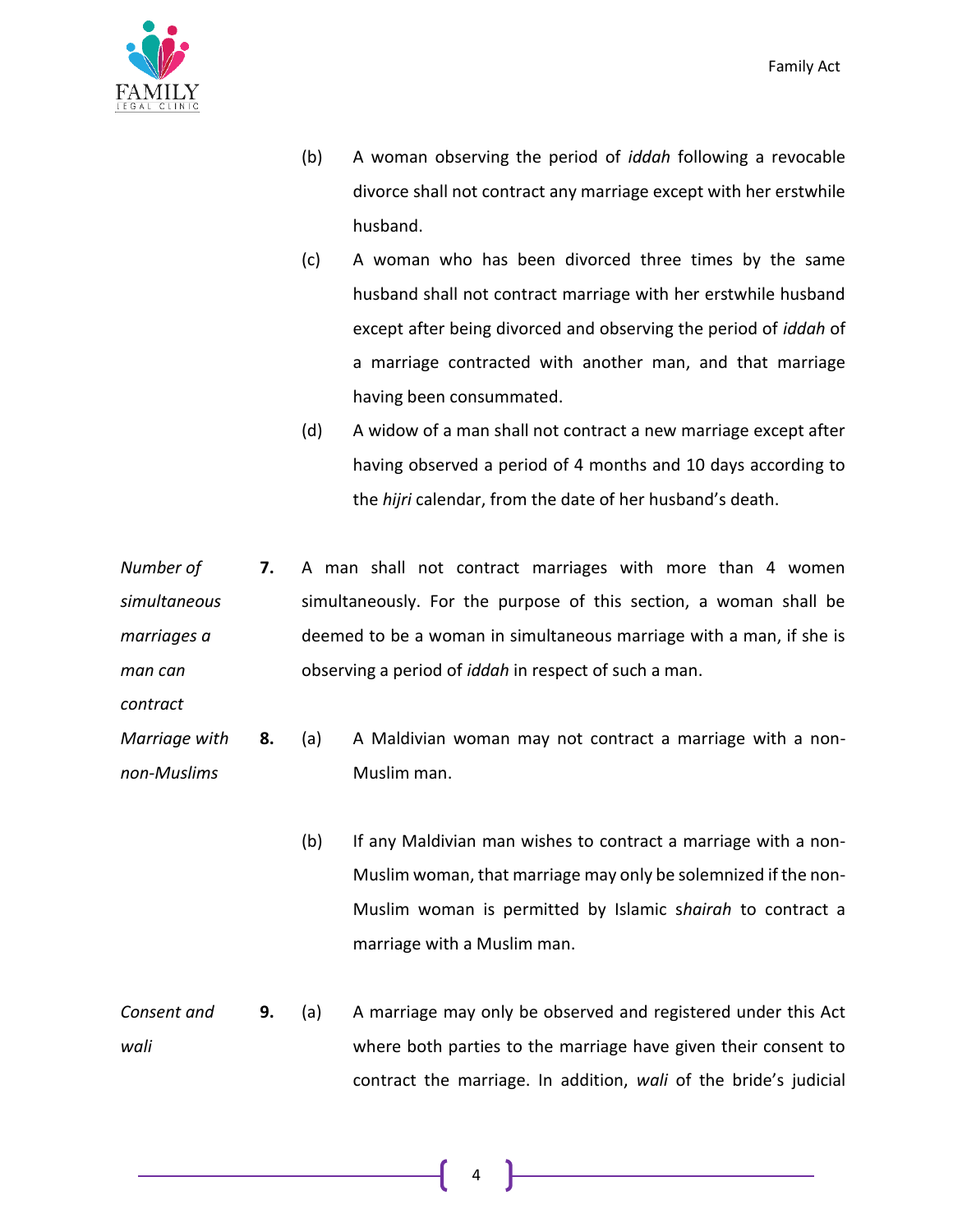(b) A woman observing the period of *iddah* following a revocable divorce shall not contract any marriage except with her erstwhile husband.

(c) A woman who has been divorced three times by the same husband shall not contract marriage with her erstwhile husband except after being divorced and observing the period of *iddah* of a marriage contracted with another man, and that marriage having been consummated.

(d) A widow of a man shall not contract a new marriage except after having observed a period of 4 months and 10 days according to the *hijri* calendar, from the date of her husband's death.

*Number of simultaneous marriages a man can contract*

**7.** A man shall not contract marriages with more than 4 women simultaneously. For the purpose of this section, a woman shall be deemed to be a woman in simultaneous marriage with a man, if she is observing a period of *iddah* in respect of such a man.

*Marriage with non-Muslims*

**8.** (a) A Maldivian woman may not contract a marriage with a non-Muslim man.

(b) If any Maldivian man wishes to contract a marriage with a non-Muslim woman, that marriage may only be solemnized if the non-Muslim woman is permitted by Islamic s*hairah* to contract a marriage with a Muslim man.

*Consent and wali*

**9.** (a) A marriage may only be observed and registered under this Act where both parties to the marriage have given their consent to contract the marriage. In addition, *wali* of the bride's judicial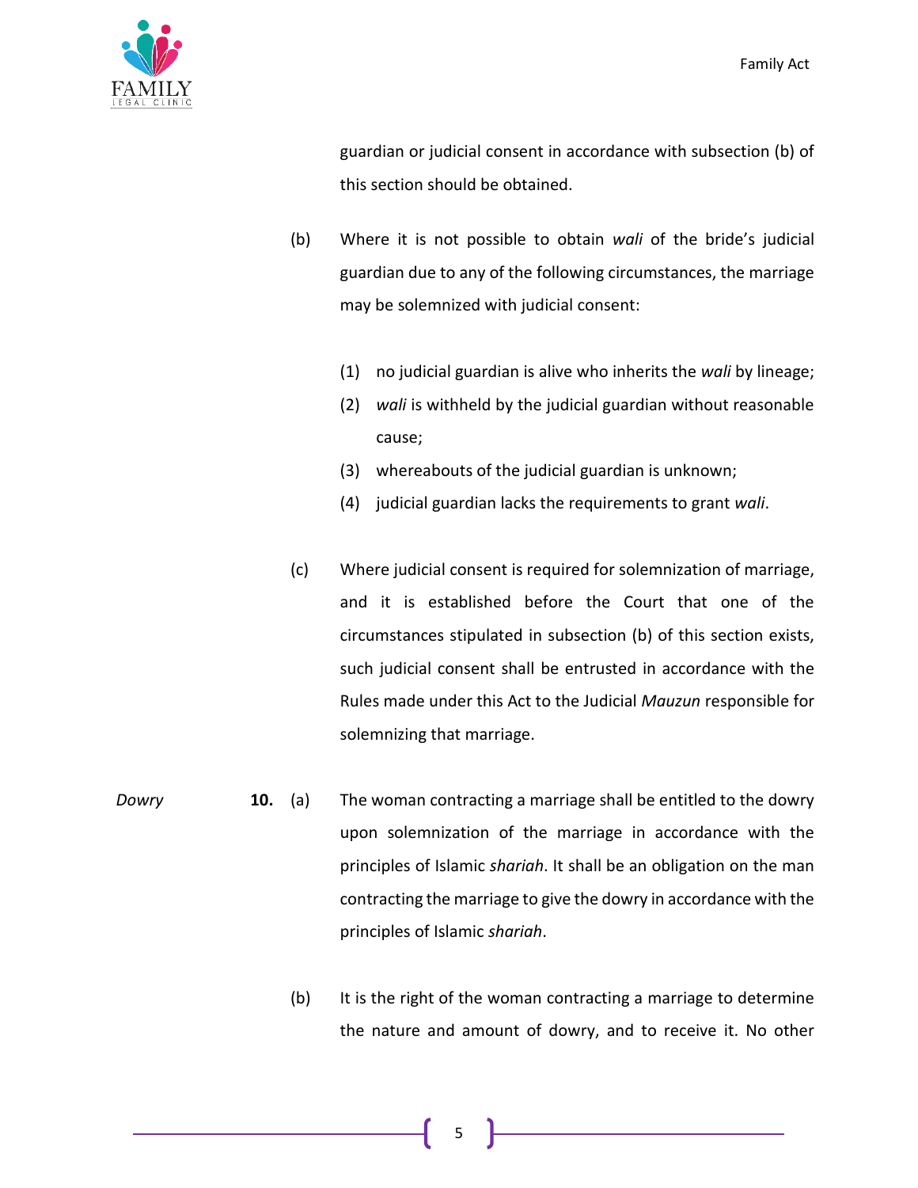guardian or judicial consent in accordance with subsection (b) of this section should be obtained.

(b) Where it is not possible to obtain *wali* of the bride's judicial guardian due to any of the following circumstances, the marriage may be solemnized with judicial consent:

(1) no judicial guardian is alive who inherits the *wali* by lineage;

(2) *wali* is withheld by the judicial guardian without reasonable cause;

(3) whereabouts of the judicial guardian is unknown;

(4) judicial guardian lacks the requirements to grant *wali*.

(c) Where judicial consent is required for solemnization of marriage, and it is established before the Court that one of the circumstances stipulated in subsection (b) of this section exists, such judicial consent shall be entrusted in accordance with the Rules made under this Act to the Judicial *Mauzun* responsible for solemnizing that marriage.

*Dowry*

**10.** (a) The woman contracting a marriage shall be entitled to the dowry upon solemnization of the marriage in accordance with the principles of Islamic *shariah*. It shall be an obligation on the man contracting the marriage to give the dowry in accordance with the principles of Islamic *shariah*.

(b) It is the right of the woman contracting a marriage to determine the nature and amount of dowry, and to receive it. No other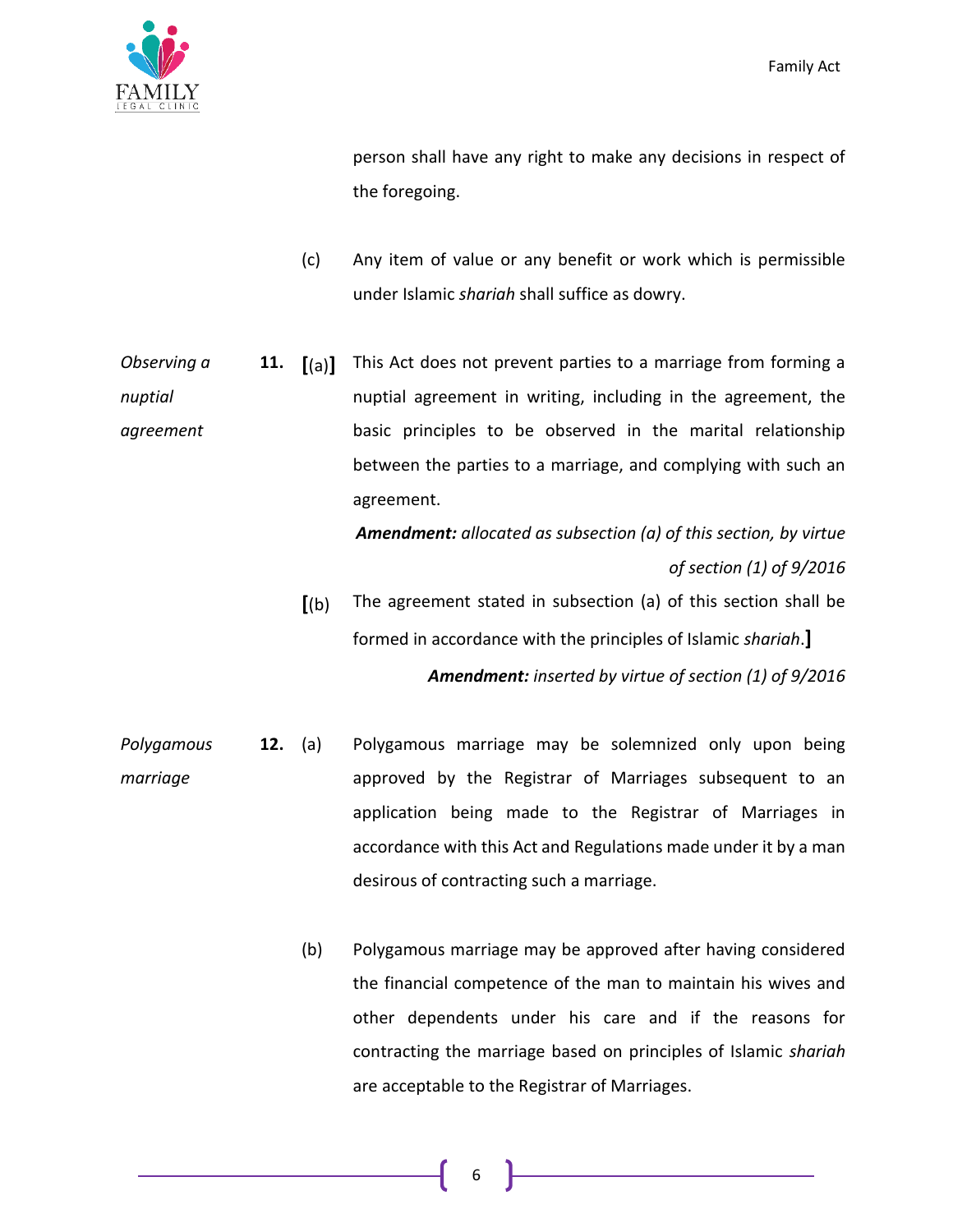person shall have any right to make any decisions in respect of the foregoing.

(c) Any item of value or any benefit or work which is permissible under Islamic *shariah* shall suffice as dowry.

*Observing a nuptial agreement*

**11.** **[**(a)**]** This Act does not prevent parties to a marriage from forming a nuptial agreement in writing, including in the agreement, the basic principles to be observed in the marital relationship between the parties to a marriage, and complying with such an agreement.

***Amendment:*** *allocated as subsection (a) of this section, by virtue of section (1) of 9/2016*

**[**(b) The agreement stated in subsection (a) of this section shall be formed in accordance with the principles of Islamic *shariah*.**]**

***Amendment:*** *inserted by virtue of section (1) of 9/2016*

*Polygamous marriage*

**12.** (a) Polygamous marriage may be solemnized only upon being approved by the Registrar of Marriages subsequent to an application being made to the Registrar of Marriages in accordance with this Act and Regulations made under it by a man desirous of contracting such a marriage.

(b) Polygamous marriage may be approved after having considered the financial competence of the man to maintain his wives and other dependents under his care and if the reasons for contracting the marriage based on principles of Islamic *shariah* are acceptable to the Registrar of Marriages.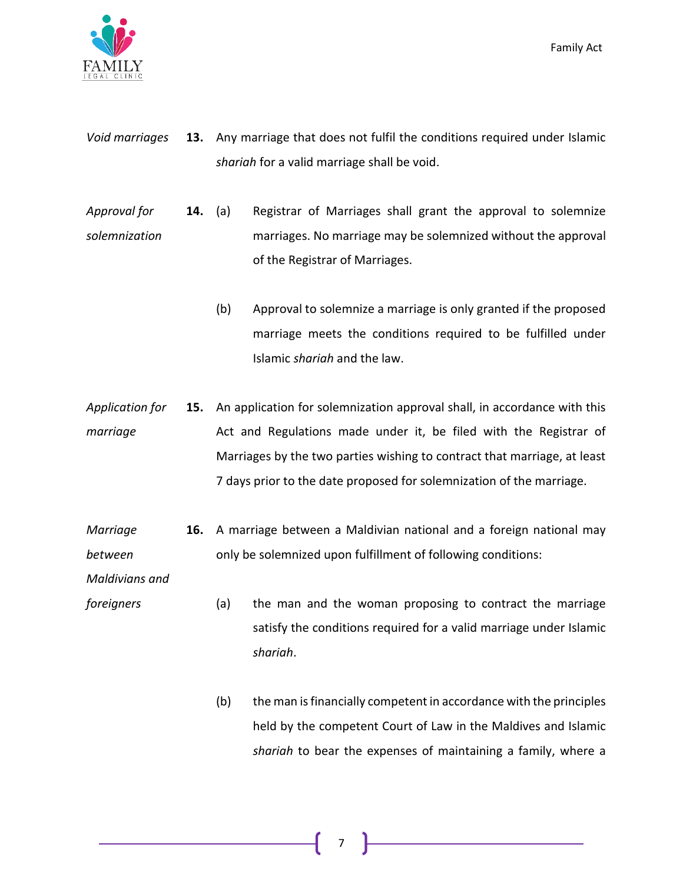*Void marriages*

**13.** Any marriage that does not fulfil the conditions required under Islamic *shariah* for a valid marriage shall be void.

*Approval for solemnization*

**14.** (a) Registrar of Marriages shall grant the approval to solemnize marriages. No marriage may be solemnized without the approval of the Registrar of Marriages.

(b) Approval to solemnize a marriage is only granted if the proposed marriage meets the conditions required to be fulfilled under Islamic *shariah* and the law.

*Application for marriage*

**15.** An application for solemnization approval shall, in accordance with this Act and Regulations made under it, be filed with the Registrar of Marriages by the two parties wishing to contract that marriage, at least 7 days prior to the date proposed for solemnization of the marriage.

*Marriage between Maldivians and foreigners*

**16.** A marriage between a Maldivian national and a foreign national may only be solemnized upon fulfillment of following conditions:

(a) the man and the woman proposing to contract the marriage satisfy the conditions required for a valid marriage under Islamic *shariah*.

(b) the man is financially competent in accordance with the principles held by the competent Court of Law in the Maldives and Islamic *shariah* to bear the expenses of maintaining a family, where a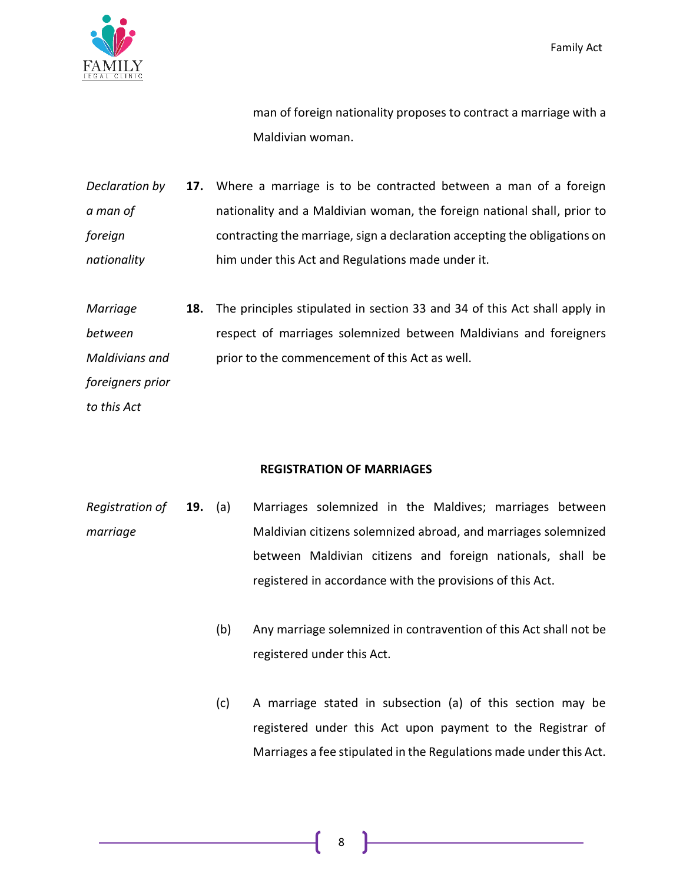man of foreign nationality proposes to contract a marriage with a Maldivian woman.

*Declaration by a man of foreign nationality*

**17.** Where a marriage is to be contracted between a man of a foreign nationality and a Maldivian woman, the foreign national shall, prior to contracting the marriage, sign a declaration accepting the obligations on him under this Act and Regulations made under it.

*Marriage between Maldivians and foreigners prior to this Act*

**18.** The principles stipulated in section 33 and 34 of this Act shall apply in respect of marriages solemnized between Maldivians and foreigners prior to the commencement of this Act as well.

**REGISTRATION OF MARRIAGES**

*Registration of marriage*

**19.** (a) Marriages solemnized in the Maldives; marriages between Maldivian citizens solemnized abroad, and marriages solemnized between Maldivian citizens and foreign nationals, shall be registered in accordance with the provisions of this Act.

(b) Any marriage solemnized in contravention of this Act shall not be registered under this Act.

(c) A marriage stated in subsection (a) of this section may be registered under this Act upon payment to the Registrar of Marriages a fee stipulated in the Regulations made under this Act.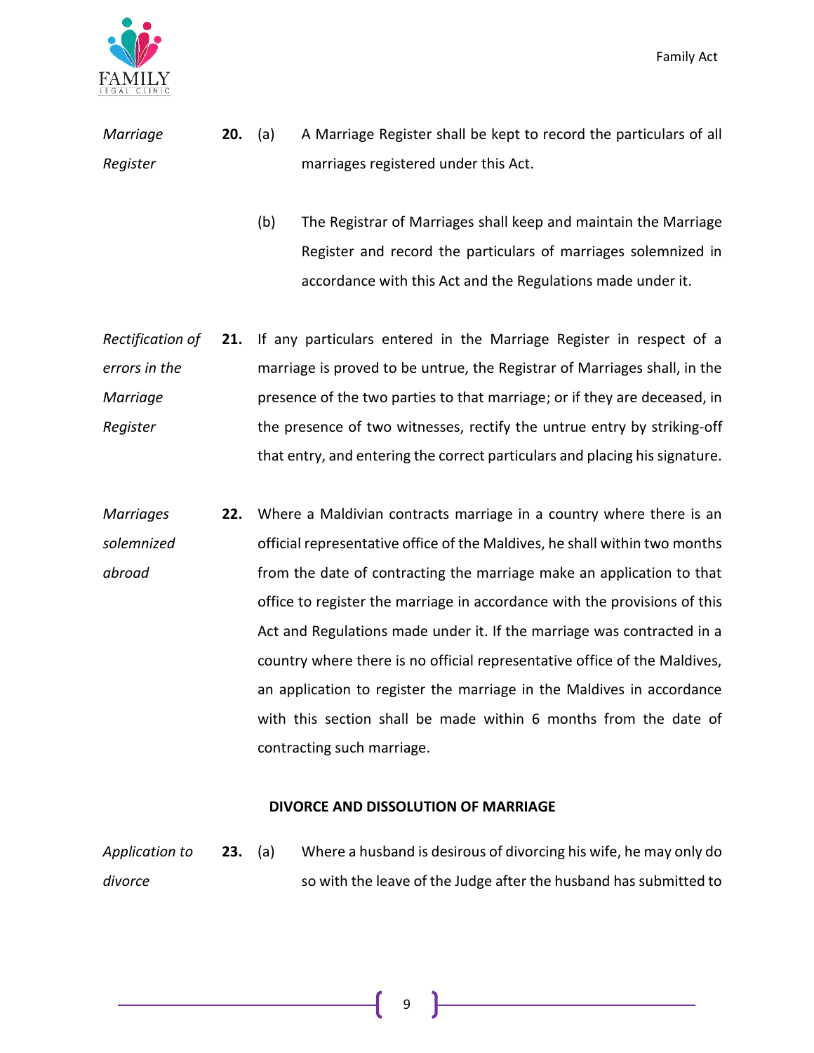*Marriage Register*

**20.** (a) A Marriage Register shall be kept to record the particulars of all marriages registered under this Act.

(b) The Registrar of Marriages shall keep and maintain the Marriage Register and record the particulars of marriages solemnized in accordance with this Act and the Regulations made under it.

*Rectification of errors in the Marriage Register*

**21.** If any particulars entered in the Marriage Register in respect of a marriage is proved to be untrue, the Registrar of Marriages shall, in the presence of the two parties to that marriage; or if they are deceased, in the presence of two witnesses, rectify the untrue entry by striking-off that entry, and entering the correct particulars and placing his signature.

*Marriages solemnized abroad*

**22.** Where a Maldivian contracts marriage in a country where there is an official representative office of the Maldives, he shall within two months from the date of contracting the marriage make an application to that office to register the marriage in accordance with the provisions of this Act and Regulations made under it. If the marriage was contracted in a country where there is no official representative office of the Maldives, an application to register the marriage in the Maldives in accordance with this section shall be made within 6 months from the date of contracting such marriage.

## DIVORCE AND DISSOLUTION OF MARRIAGE

*Application to divorce*

**23.** (a) Where a husband is desirous of divorcing his wife, he may only do so with the leave of the Judge after the husband has submitted to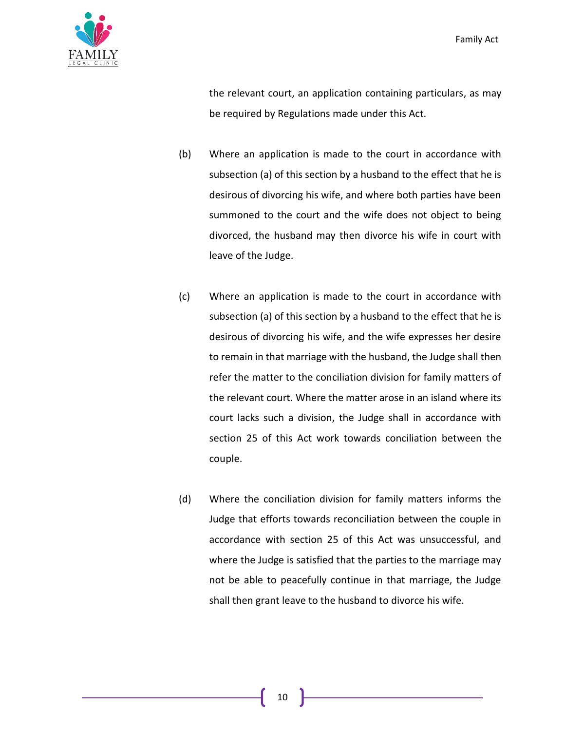the relevant court, an application containing particulars, as may be required by Regulations made under this Act.

(b) Where an application is made to the court in accordance with subsection (a) of this section by a husband to the effect that he is desirous of divorcing his wife, and where both parties have been summoned to the court and the wife does not object to being divorced, the husband may then divorce his wife in court with leave of the Judge.

(c) Where an application is made to the court in accordance with subsection (a) of this section by a husband to the effect that he is desirous of divorcing his wife, and the wife expresses her desire to remain in that marriage with the husband, the Judge shall then refer the matter to the conciliation division for family matters of the relevant court. Where the matter arose in an island where its court lacks such a division, the Judge shall in accordance with section 25 of this Act work towards conciliation between the couple.

(d) Where the conciliation division for family matters informs the Judge that efforts towards reconciliation between the couple in accordance with section 25 of this Act was unsuccessful, and where the Judge is satisfied that the parties to the marriage may not be able to peacefully continue in that marriage, the Judge shall then grant leave to the husband to divorce his wife.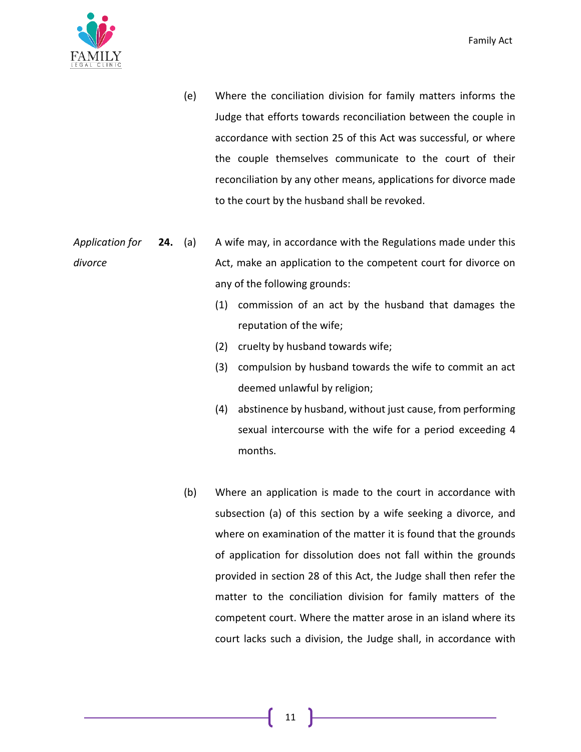(e) Where the conciliation division for family matters informs the Judge that efforts towards reconciliation between the couple in accordance with section 25 of this Act was successful, or where the couple themselves communicate to the court of their reconciliation by any other means, applications for divorce made to the court by the husband shall be revoked.

*Application for divorce*

**24.** (a) A wife may, in accordance with the Regulations made under this Act, make an application to the competent court for divorce on any of the following grounds:

(1) commission of an act by the husband that damages the reputation of the wife;

(2) cruelty by husband towards wife;

(3) compulsion by husband towards the wife to commit an act deemed unlawful by religion;

(4) abstinence by husband, without just cause, from performing sexual intercourse with the wife for a period exceeding 4 months.

(b) Where an application is made to the court in accordance with subsection (a) of this section by a wife seeking a divorce, and where on examination of the matter it is found that the grounds of application for dissolution does not fall within the grounds provided in section 28 of this Act, the Judge shall then refer the matter to the conciliation division for family matters of the competent court. Where the matter arose in an island where its court lacks such a division, the Judge shall, in accordance with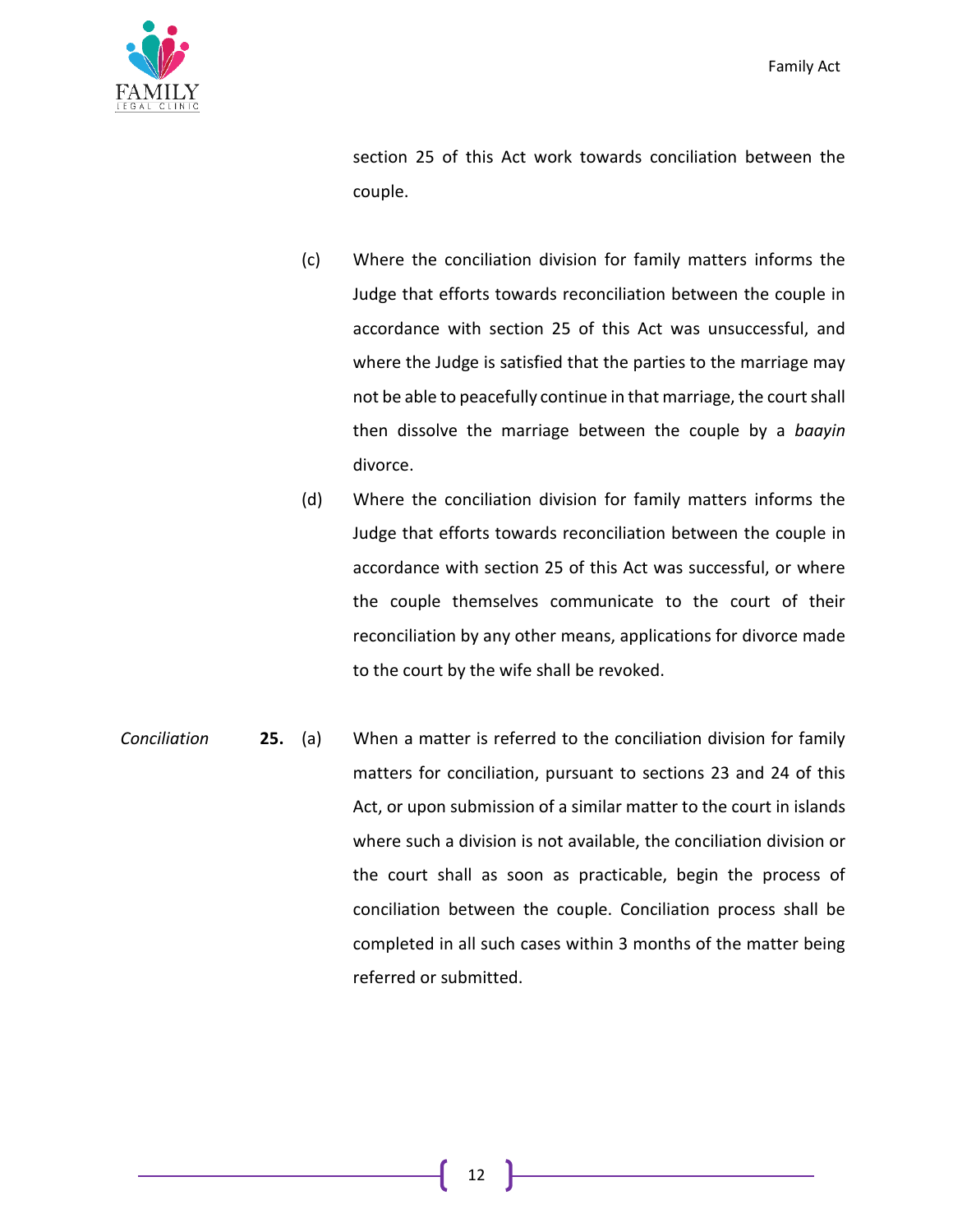section 25 of this Act work towards conciliation between the couple.

(c) Where the conciliation division for family matters informs the Judge that efforts towards reconciliation between the couple in accordance with section 25 of this Act was unsuccessful, and where the Judge is satisfied that the parties to the marriage may not be able to peacefully continue in that marriage, the court shall then dissolve the marriage between the couple by a *baayin* divorce.

(d) Where the conciliation division for family matters informs the Judge that efforts towards reconciliation between the couple in accordance with section 25 of this Act was successful, or where the couple themselves communicate to the court of their reconciliation by any other means, applications for divorce made to the court by the wife shall be revoked.

*Conciliation*

**25.** (a) When a matter is referred to the conciliation division for family matters for conciliation, pursuant to sections 23 and 24 of this Act, or upon submission of a similar matter to the court in islands where such a division is not available, the conciliation division or the court shall as soon as practicable, begin the process of conciliation between the couple. Conciliation process shall be completed in all such cases within 3 months of the matter being referred or submitted.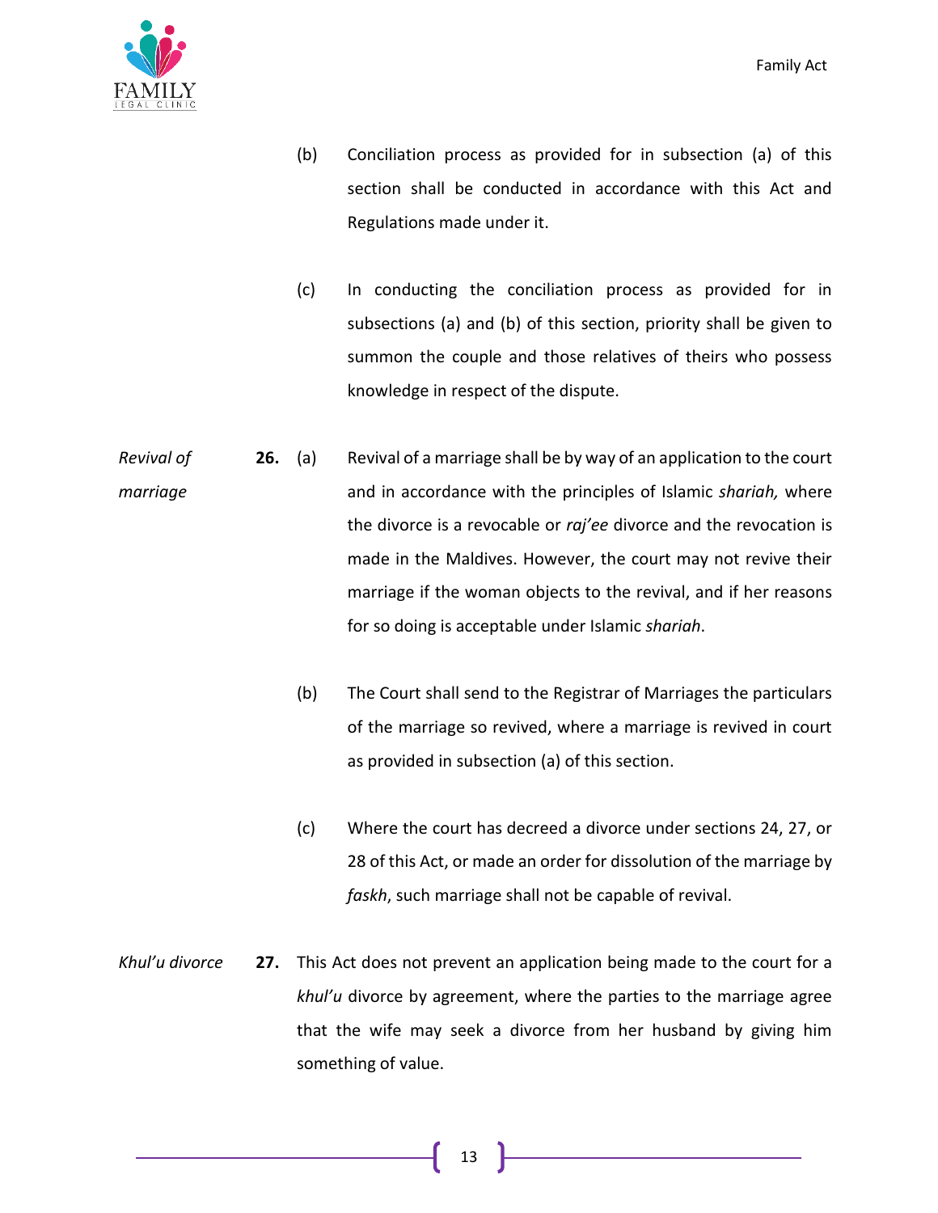(b) Conciliation process as provided for in subsection (a) of this section shall be conducted in accordance with this Act and Regulations made under it.

(c) In conducting the conciliation process as provided for in subsections (a) and (b) of this section, priority shall be given to summon the couple and those relatives of theirs who possess knowledge in respect of the dispute.

*Revival of marriage*

**26.** (a) Revival of a marriage shall be by way of an application to the court and in accordance with the principles of Islamic *shariah,* where the divorce is a revocable or *raj'ee* divorce and the revocation is made in the Maldives. However, the court may not revive their marriage if the woman objects to the revival, and if her reasons for so doing is acceptable under Islamic *shariah*.

(b) The Court shall send to the Registrar of Marriages the particulars of the marriage so revived, where a marriage is revived in court as provided in subsection (a) of this section.

(c) Where the court has decreed a divorce under sections 24, 27, or 28 of this Act, or made an order for dissolution of the marriage by *faskh*, such marriage shall not be capable of revival.

*Khul'u divorce*

**27.** This Act does not prevent an application being made to the court for a *khul'u* divorce by agreement, where the parties to the marriage agree that the wife may seek a divorce from her husband by giving him something of value.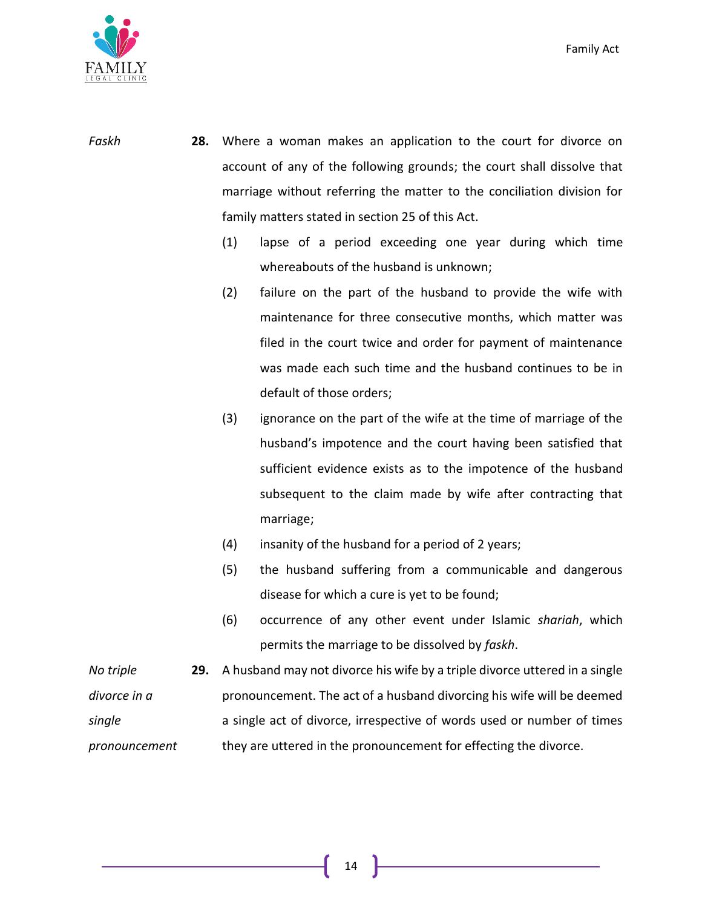*Faskh*

**28.** Where a woman makes an application to the court for divorce on account of any of the following grounds; the court shall dissolve that marriage without referring the matter to the conciliation division for family matters stated in section 25 of this Act.

(1) lapse of a period exceeding one year during which time whereabouts of the husband is unknown;

(2) failure on the part of the husband to provide the wife with maintenance for three consecutive months, which matter was filed in the court twice and order for payment of maintenance was made each such time and the husband continues to be in default of those orders;

(3) ignorance on the part of the wife at the time of marriage of the husband's impotence and the court having been satisfied that sufficient evidence exists as to the impotence of the husband subsequent to the claim made by wife after contracting that marriage;

(4) insanity of the husband for a period of 2 years;

(5) the husband suffering from a communicable and dangerous disease for which a cure is yet to be found;

(6) occurrence of any other event under Islamic *shariah*, which permits the marriage to be dissolved by *faskh*.

*No triple divorce in a single pronouncement*

**29.** A husband may not divorce his wife by a triple divorce uttered in a single pronouncement. The act of a husband divorcing his wife will be deemed a single act of divorce, irrespective of words used or number of times they are uttered in the pronouncement for effecting the divorce.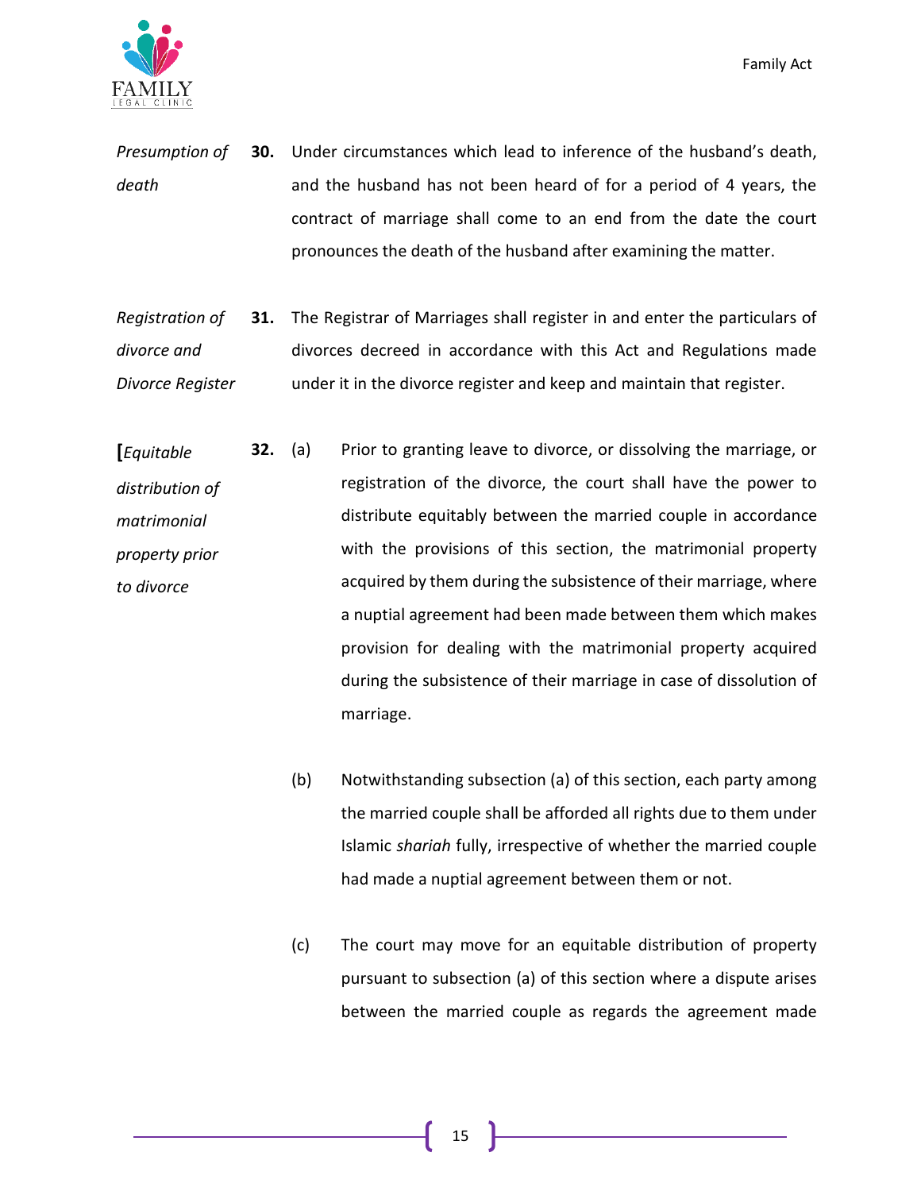*Presumption of death*

**30.** Under circumstances which lead to inference of the husband's death, and the husband has not been heard of for a period of 4 years, the contract of marriage shall come to an end from the date the court pronounces the death of the husband after examining the matter.

*Registration of divorce and Divorce Register*

**31.** The Registrar of Marriages shall register in and enter the particulars of divorces decreed in accordance with this Act and Regulations made under it in the divorce register and keep and maintain that register.

**[***Equitable distribution of matrimonial property prior to divorce*

**32.** (a) Prior to granting leave to divorce, or dissolving the marriage, or registration of the divorce, the court shall have the power to distribute equitably between the married couple in accordance with the provisions of this section, the matrimonial property acquired by them during the subsistence of their marriage, where a nuptial agreement had been made between them which makes provision for dealing with the matrimonial property acquired during the subsistence of their marriage in case of dissolution of marriage.

(b) Notwithstanding subsection (a) of this section, each party among the married couple shall be afforded all rights due to them under Islamic *shariah* fully, irrespective of whether the married couple had made a nuptial agreement between them or not.

(c) The court may move for an equitable distribution of property pursuant to subsection (a) of this section where a dispute arises between the married couple as regards the agreement made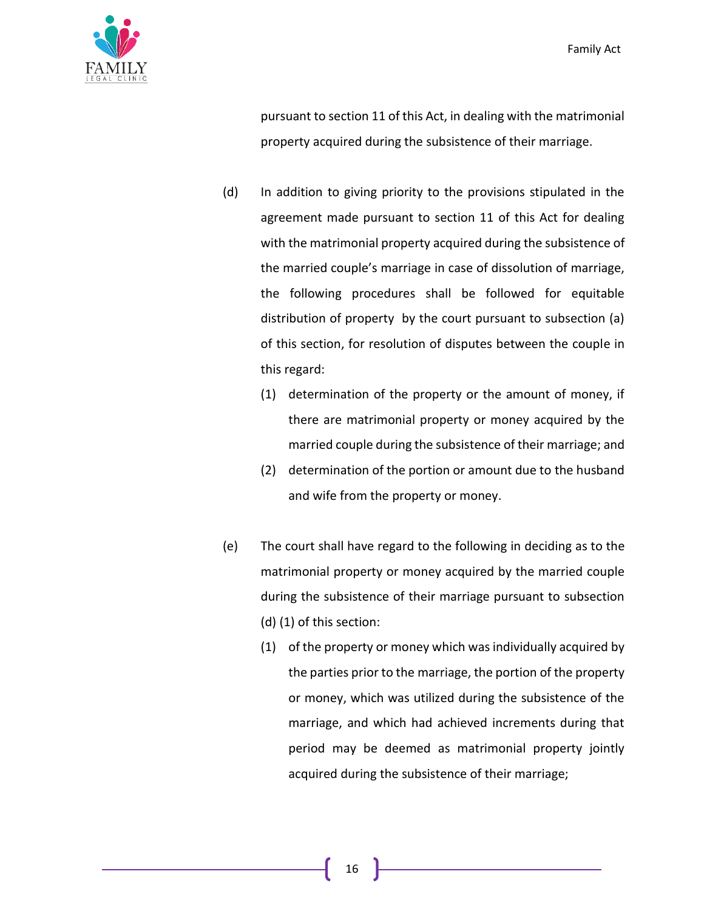pursuant to section 11 of this Act, in dealing with the matrimonial property acquired during the subsistence of their marriage.

(d) In addition to giving priority to the provisions stipulated in the agreement made pursuant to section 11 of this Act for dealing with the matrimonial property acquired during the subsistence of the married couple's marriage in case of dissolution of marriage, the following procedures shall be followed for equitable distribution of property by the court pursuant to subsection (a) of this section, for resolution of disputes between the couple in this regard:

 (1) determination of the property or the amount of money, if there are matrimonial property or money acquired by the married couple during the subsistence of their marriage; and

 (2) determination of the portion or amount due to the husband and wife from the property or money.

(e) The court shall have regard to the following in deciding as to the matrimonial property or money acquired by the married couple during the subsistence of their marriage pursuant to subsection (d) (1) of this section:

 (1) of the property or money which was individually acquired by the parties prior to the marriage, the portion of the property or money, which was utilized during the subsistence of the marriage, and which had achieved increments during that period may be deemed as matrimonial property jointly acquired during the subsistence of their marriage;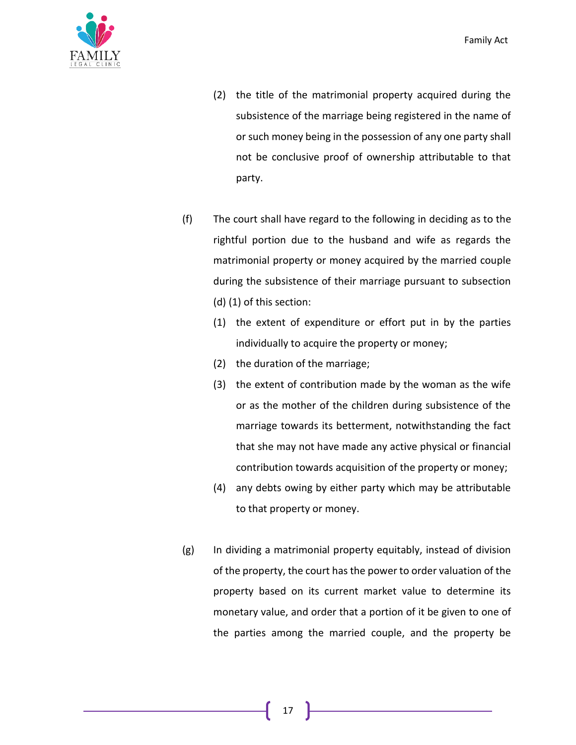(2) the title of the matrimonial property acquired during the subsistence of the marriage being registered in the name of or such money being in the possession of any one party shall not be conclusive proof of ownership attributable to that party.

(f) The court shall have regard to the following in deciding as to the rightful portion due to the husband and wife as regards the matrimonial property or money acquired by the married couple during the subsistence of their marriage pursuant to subsection (d) (1) of this section:

(1) the extent of expenditure or effort put in by the parties individually to acquire the property or money;

(2) the duration of the marriage;

(3) the extent of contribution made by the woman as the wife or as the mother of the children during subsistence of the marriage towards its betterment, notwithstanding the fact that she may not have made any active physical or financial contribution towards acquisition of the property or money;

(4) any debts owing by either party which may be attributable to that property or money.

(g) In dividing a matrimonial property equitably, instead of division of the property, the court has the power to order valuation of the property based on its current market value to determine its monetary value, and order that a portion of it be given to one of the parties among the married couple, and the property be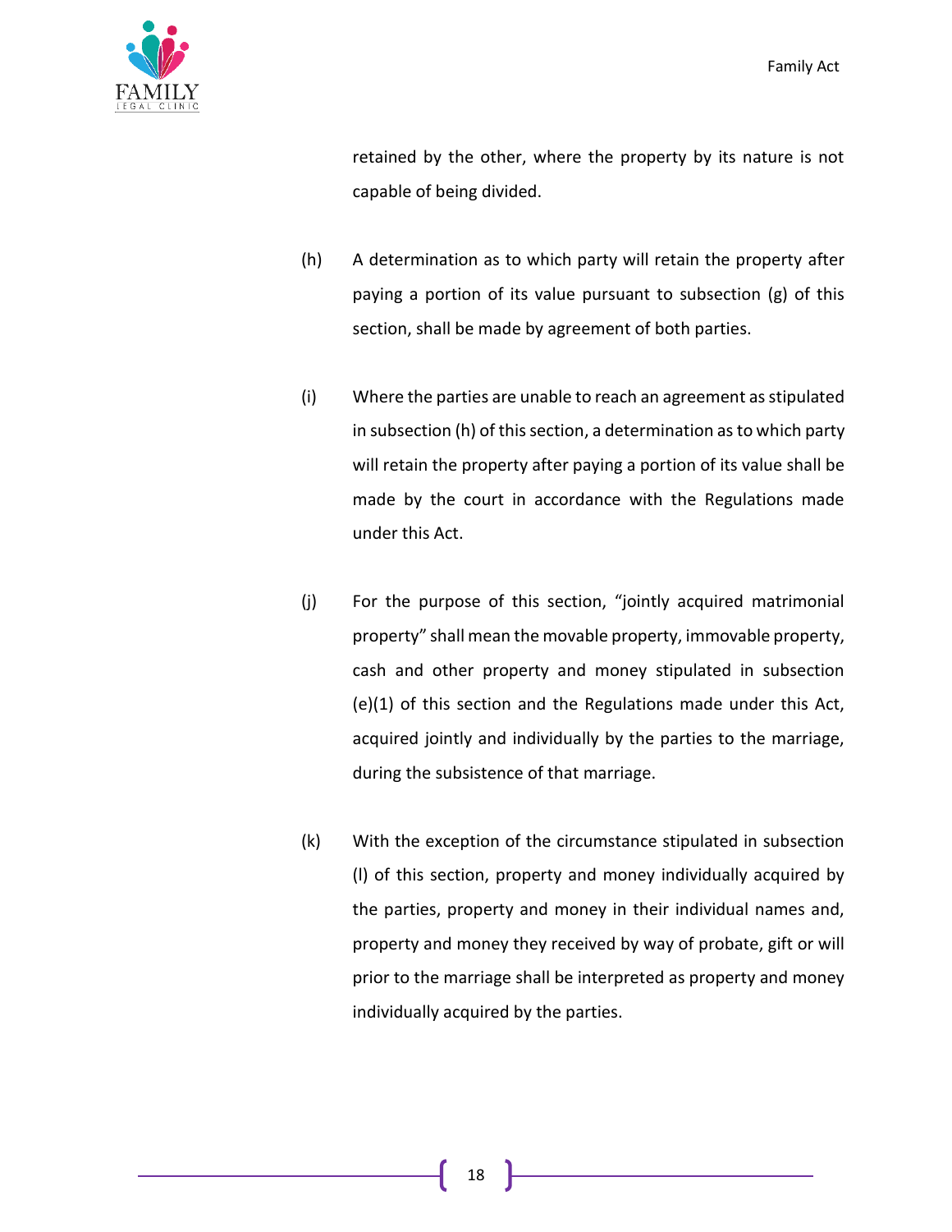retained by the other, where the property by its nature is not capable of being divided.

(h) A determination as to which party will retain the property after paying a portion of its value pursuant to subsection (g) of this section, shall be made by agreement of both parties.

(i) Where the parties are unable to reach an agreement as stipulated in subsection (h) of this section, a determination as to which party will retain the property after paying a portion of its value shall be made by the court in accordance with the Regulations made under this Act.

(j) For the purpose of this section, "jointly acquired matrimonial property" shall mean the movable property, immovable property, cash and other property and money stipulated in subsection (e)(1) of this section and the Regulations made under this Act, acquired jointly and individually by the parties to the marriage, during the subsistence of that marriage.

(k) With the exception of the circumstance stipulated in subsection (l) of this section, property and money individually acquired by the parties, property and money in their individual names and, property and money they received by way of probate, gift or will prior to the marriage shall be interpreted as property and money individually acquired by the parties.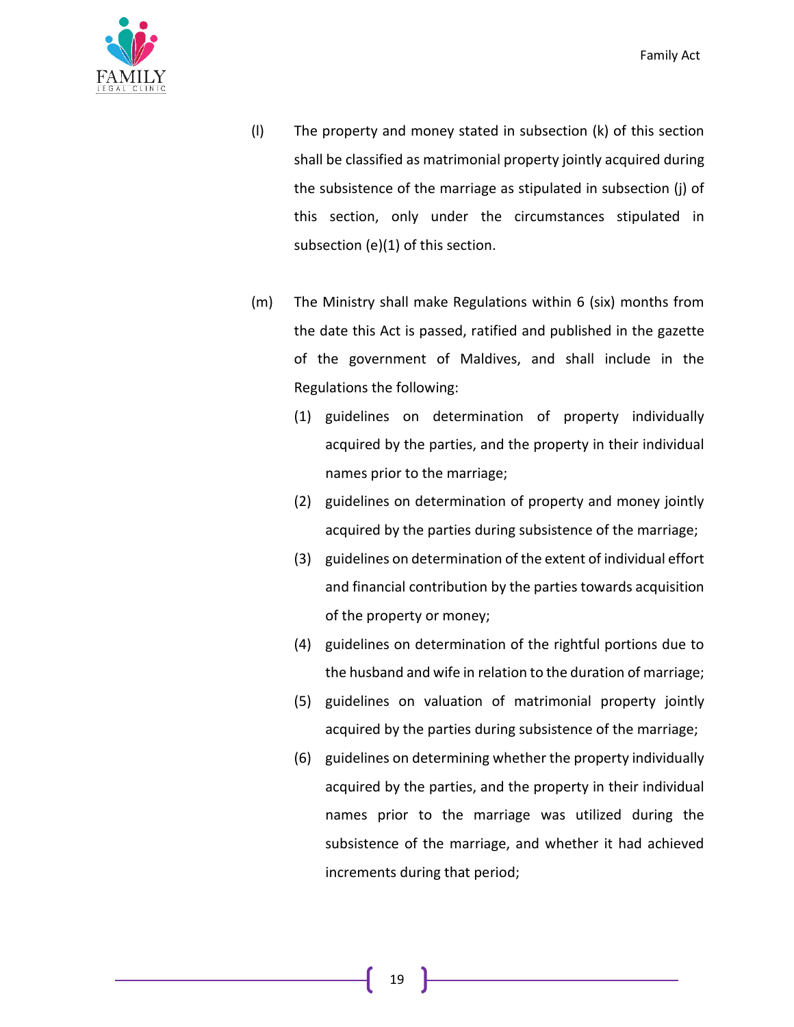(l) The property and money stated in subsection (k) of this section shall be classified as matrimonial property jointly acquired during the subsistence of the marriage as stipulated in subsection (j) of this section, only under the circumstances stipulated in subsection (e)(1) of this section.

(m) The Ministry shall make Regulations within 6 (six) months from the date this Act is passed, ratified and published in the gazette of the government of Maldives, and shall include in the Regulations the following:

   (1) guidelines on determination of property individually acquired by the parties, and the property in their individual names prior to the marriage;

   (2) guidelines on determination of property and money jointly acquired by the parties during subsistence of the marriage;

   (3) guidelines on determination of the extent of individual effort and financial contribution by the parties towards acquisition of the property or money;

   (4) guidelines on determination of the rightful portions due to the husband and wife in relation to the duration of marriage;

   (5) guidelines on valuation of matrimonial property jointly acquired by the parties during subsistence of the marriage;

   (6) guidelines on determining whether the property individually acquired by the parties, and the property in their individual names prior to the marriage was utilized during the subsistence of the marriage, and whether it had achieved increments during that period;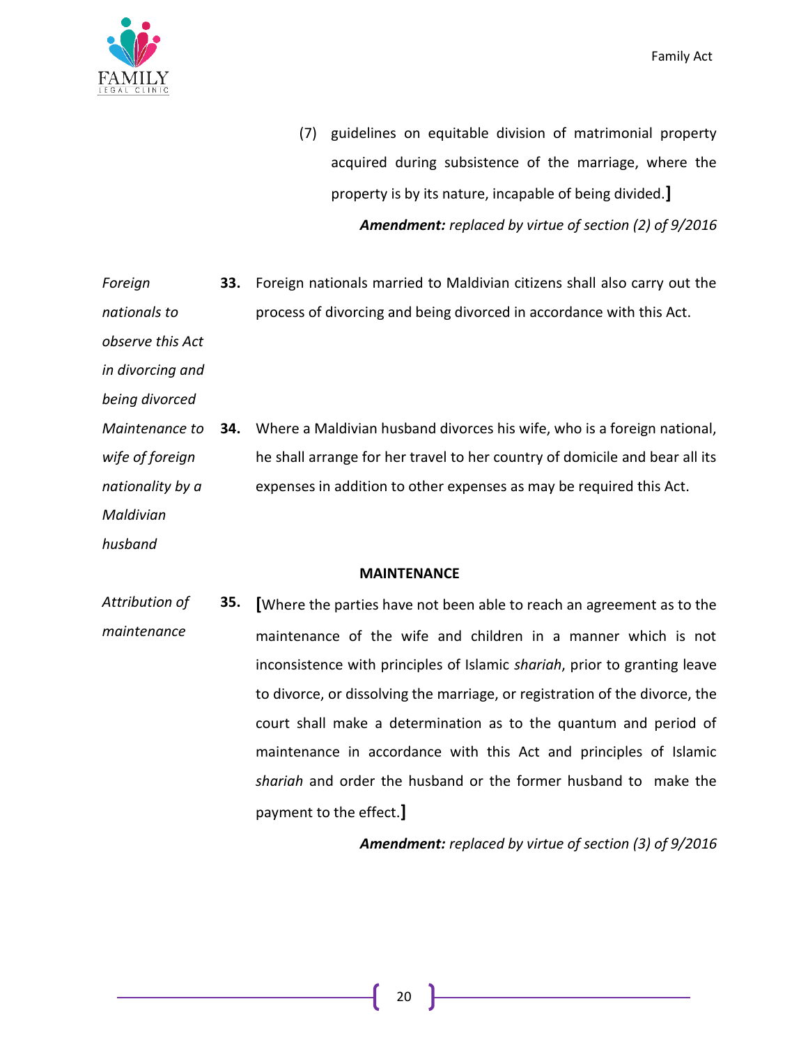(7) guidelines on equitable division of matrimonial property acquired during subsistence of the marriage, where the property is by its nature, incapable of being divided.]

***Amendment:** replaced by virtue of section (2) of 9/2016*

*Foreign nationals to observe this Act in divorcing and being divorced*

**33.** Foreign nationals married to Maldivian citizens shall also carry out the process of divorcing and being divorced in accordance with this Act.

*Maintenance to wife of foreign nationality by a Maldivian husband*

**34.** Where a Maldivian husband divorces his wife, who is a foreign national, he shall arrange for her travel to her country of domicile and bear all its expenses in addition to other expenses as may be required this Act.

**MAINTENANCE**

*Attribution of maintenance*

**35.** [Where the parties have not been able to reach an agreement as to the maintenance of the wife and children in a manner which is not inconsistence with principles of Islamic *shariah*, prior to granting leave to divorce, or dissolving the marriage, or registration of the divorce, the court shall make a determination as to the quantum and period of maintenance in accordance with this Act and principles of Islamic *shariah* and order the husband or the former husband to make the payment to the effect.]

***Amendment:** replaced by virtue of section (3) of 9/2016*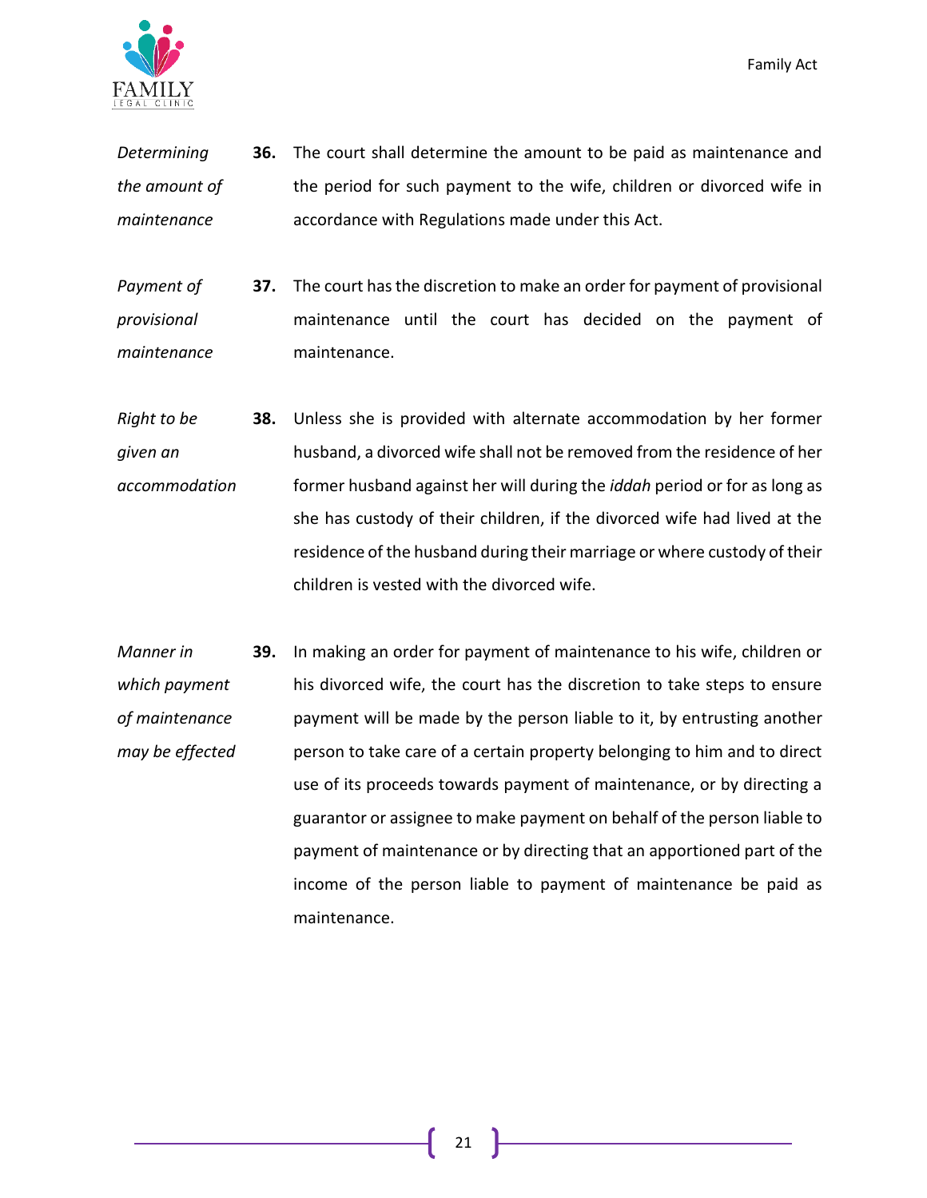*Determining the amount of maintenance*

**36.** The court shall determine the amount to be paid as maintenance and the period for such payment to the wife, children or divorced wife in accordance with Regulations made under this Act.

*Payment of provisional maintenance*

**37.** The court has the discretion to make an order for payment of provisional maintenance until the court has decided on the payment of maintenance.

*Right to be given an accommodation*

**38.** Unless she is provided with alternate accommodation by her former husband, a divorced wife shall not be removed from the residence of her former husband against her will during the *iddah* period or for as long as she has custody of their children, if the divorced wife had lived at the residence of the husband during their marriage or where custody of their children is vested with the divorced wife.

*Manner in which payment of maintenance may be effected*

**39.** In making an order for payment of maintenance to his wife, children or his divorced wife, the court has the discretion to take steps to ensure payment will be made by the person liable to it, by entrusting another person to take care of a certain property belonging to him and to direct use of its proceeds towards payment of maintenance, or by directing a guarantor or assignee to make payment on behalf of the person liable to payment of maintenance or by directing that an apportioned part of the income of the person liable to payment of maintenance be paid as maintenance.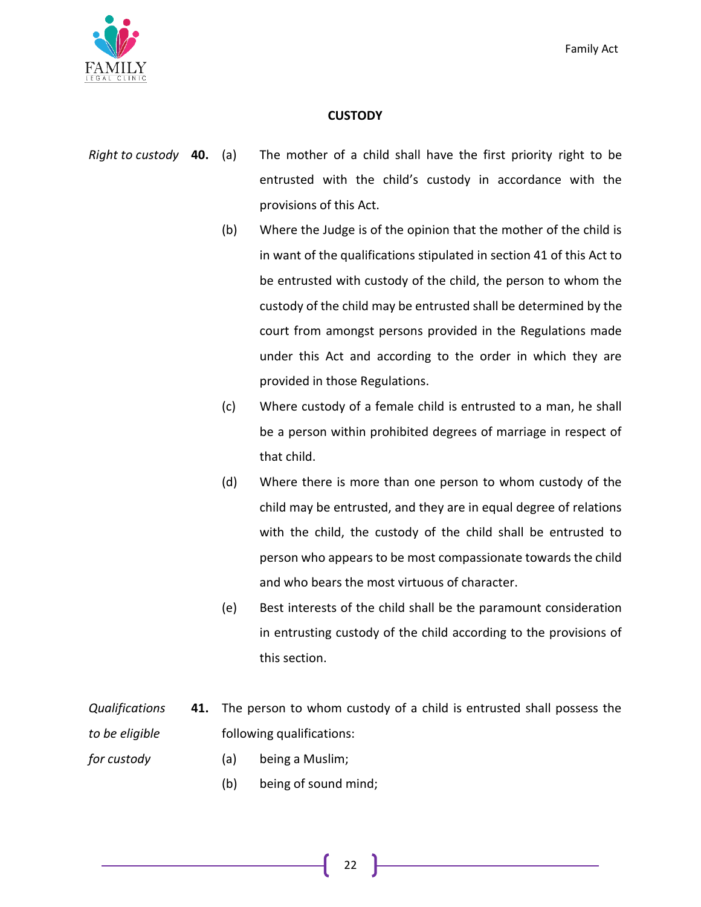## CUSTODY

*Right to custody*

**40.** (a) The mother of a child shall have the first priority right to be entrusted with the child's custody in accordance with the provisions of this Act.

(b) Where the Judge is of the opinion that the mother of the child is in want of the qualifications stipulated in section 41 of this Act to be entrusted with custody of the child, the person to whom the custody of the child may be entrusted shall be determined by the court from amongst persons provided in the Regulations made under this Act and according to the order in which they are provided in those Regulations.

(c) Where custody of a female child is entrusted to a man, he shall be a person within prohibited degrees of marriage in respect of that child.

(d) Where there is more than one person to whom custody of the child may be entrusted, and they are in equal degree of relations with the child, the custody of the child shall be entrusted to person who appears to be most compassionate towards the child and who bears the most virtuous of character.

(e) Best interests of the child shall be the paramount consideration in entrusting custody of the child according to the provisions of this section.

*Qualifications to be eligible for custody*

**41.** The person to whom custody of a child is entrusted shall possess the following qualifications:

(a) being a Muslim;

(b) being of sound mind;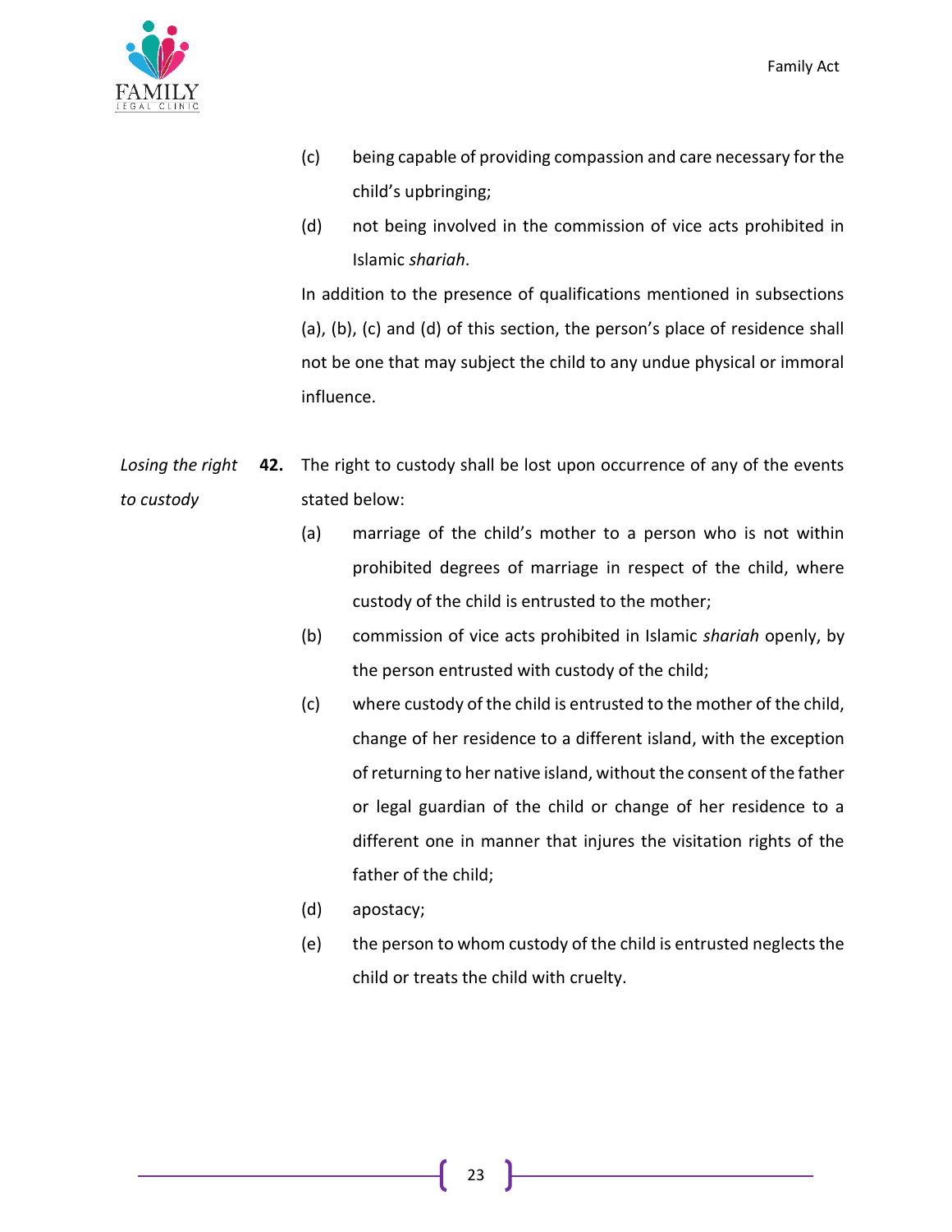(c) being capable of providing compassion and care necessary for the child's upbringing;

(d) not being involved in the commission of vice acts prohibited in Islamic *shariah*.

In addition to the presence of qualifications mentioned in subsections (a), (b), (c) and (d) of this section, the person's place of residence shall not be one that may subject the child to any undue physical or immoral influence.

*Losing the right to custody*

**42.** The right to custody shall be lost upon occurrence of any of the events stated below:

(a) marriage of the child's mother to a person who is not within prohibited degrees of marriage in respect of the child, where custody of the child is entrusted to the mother;

(b) commission of vice acts prohibited in Islamic *shariah* openly, by the person entrusted with custody of the child;

(c) where custody of the child is entrusted to the mother of the child, change of her residence to a different island, with the exception of returning to her native island, without the consent of the father or legal guardian of the child or change of her residence to a different one in manner that injures the visitation rights of the father of the child;

(d) apostacy;

(e) the person to whom custody of the child is entrusted neglects the child or treats the child with cruelty.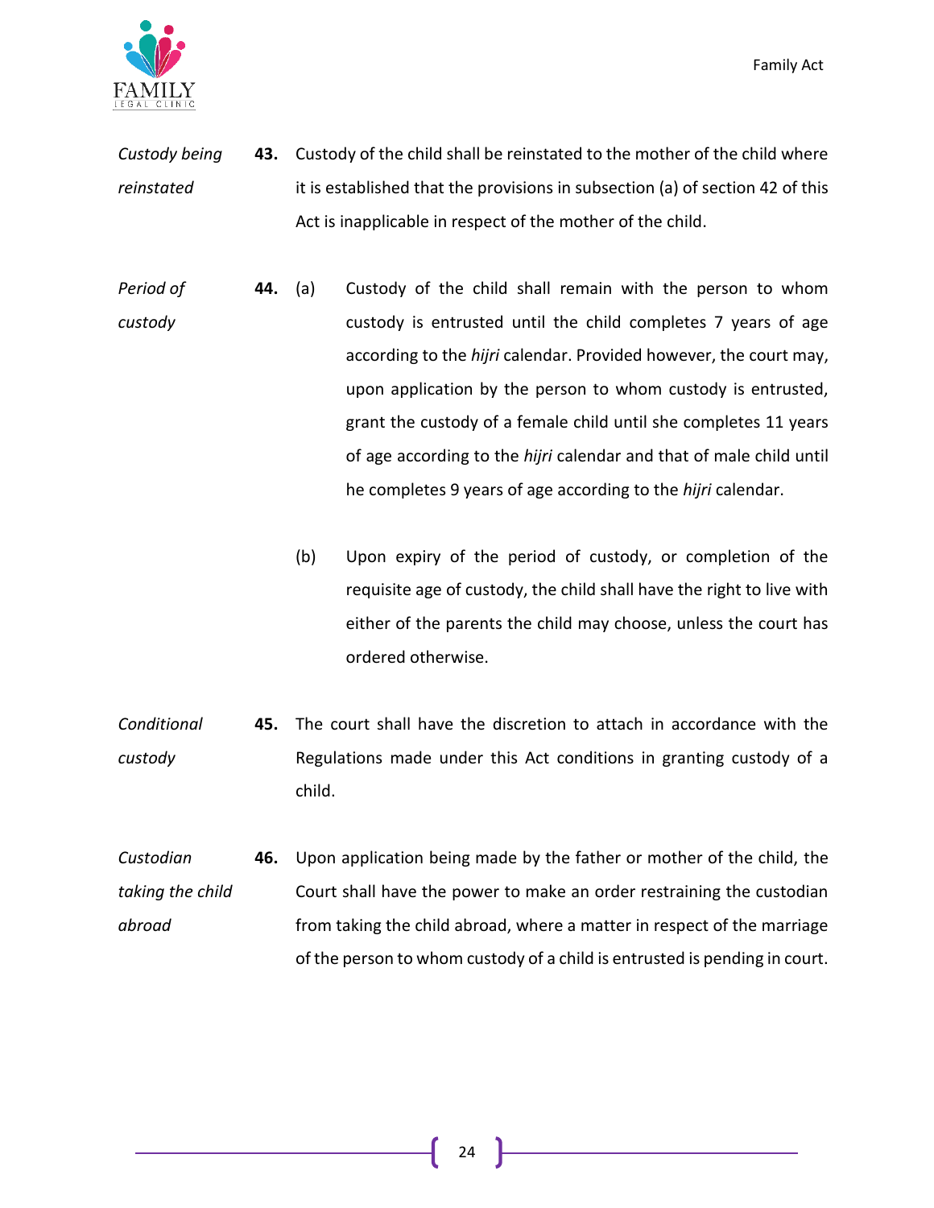*Custody being reinstated*

**43.** Custody of the child shall be reinstated to the mother of the child where it is established that the provisions in subsection (a) of section 42 of this Act is inapplicable in respect of the mother of the child.

*Period of custody*

**44.** (a) Custody of the child shall remain with the person to whom custody is entrusted until the child completes 7 years of age according to the *hijri* calendar. Provided however, the court may, upon application by the person to whom custody is entrusted, grant the custody of a female child until she completes 11 years of age according to the *hijri* calendar and that of male child until he completes 9 years of age according to the *hijri* calendar.

(b) Upon expiry of the period of custody, or completion of the requisite age of custody, the child shall have the right to live with either of the parents the child may choose, unless the court has ordered otherwise.

*Conditional custody*

**45.** The court shall have the discretion to attach in accordance with the Regulations made under this Act conditions in granting custody of a child.

*Custodian taking the child abroad*

**46.** Upon application being made by the father or mother of the child, the Court shall have the power to make an order restraining the custodian from taking the child abroad, where a matter in respect of the marriage of the person to whom custody of a child is entrusted is pending in court.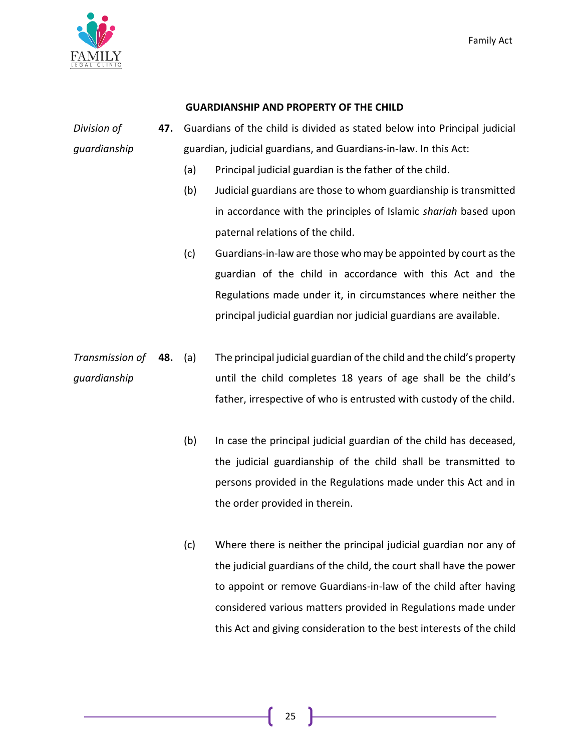## GUARDIANSHIP AND PROPERTY OF THE CHILD

*Division of guardianship*

**47.** Guardians of the child is divided as stated below into Principal judicial guardian, judicial guardians, and Guardians-in-law. In this Act:

(a) Principal judicial guardian is the father of the child.

(b) Judicial guardians are those to whom guardianship is transmitted in accordance with the principles of Islamic *shariah* based upon paternal relations of the child.

(c) Guardians-in-law are those who may be appointed by court as the guardian of the child in accordance with this Act and the Regulations made under it, in circumstances where neither the principal judicial guardian nor judicial guardians are available.

*Transmission of guardianship*

**48.** (a) The principal judicial guardian of the child and the child's property until the child completes 18 years of age shall be the child's father, irrespective of who is entrusted with custody of the child.

(b) In case the principal judicial guardian of the child has deceased, the judicial guardianship of the child shall be transmitted to persons provided in the Regulations made under this Act and in the order provided in therein.

(c) Where there is neither the principal judicial guardian nor any of the judicial guardians of the child, the court shall have the power to appoint or remove Guardians-in-law of the child after having considered various matters provided in Regulations made under this Act and giving consideration to the best interests of the child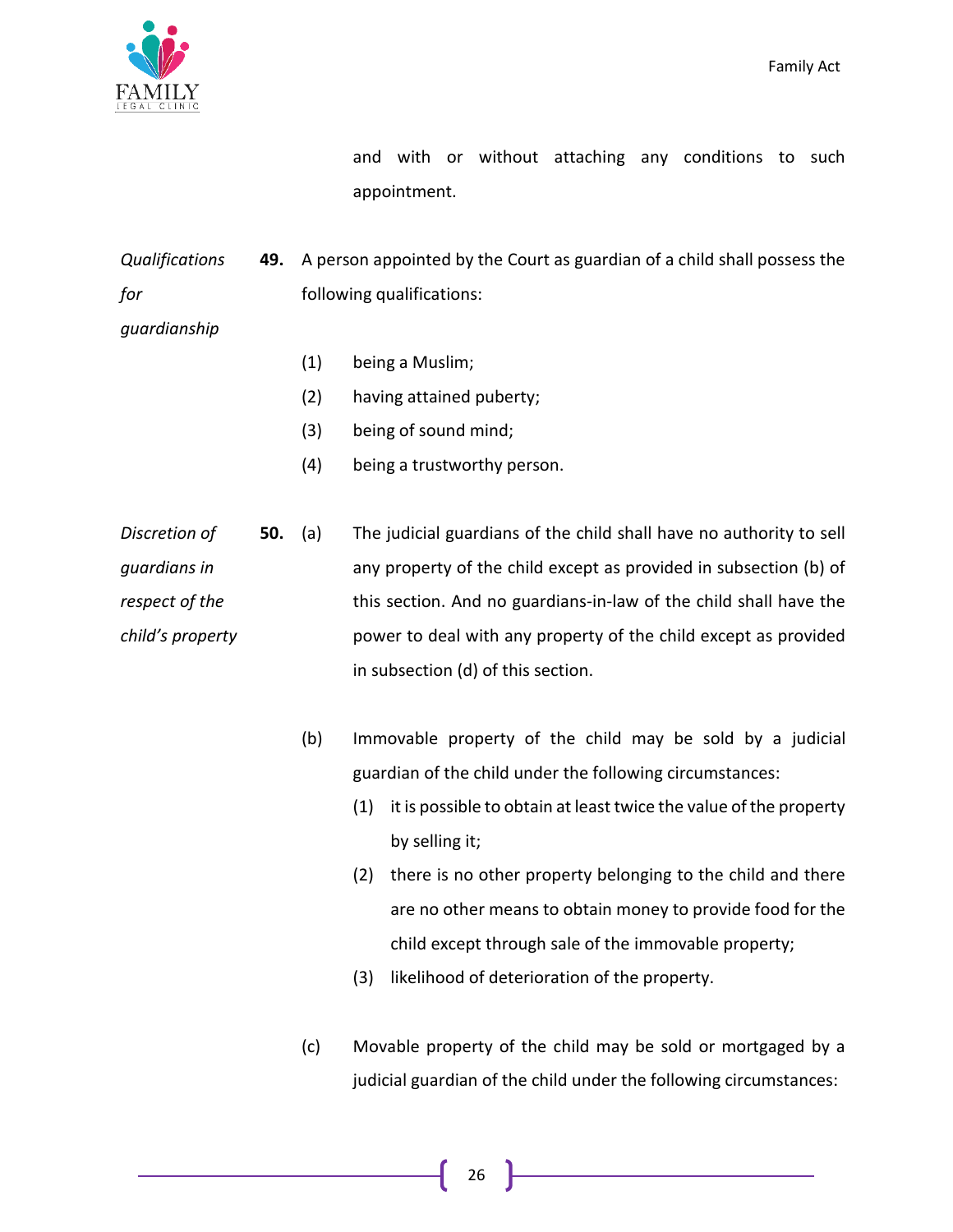and with or without attaching any conditions to such appointment.

*Qualifications for guardianship*

**49.** A person appointed by the Court as guardian of a child shall possess the following qualifications:

(1) being a Muslim;

(2) having attained puberty;

(3) being of sound mind;

(4) being a trustworthy person.

*Discretion of guardians in respect of the child's property*

**50.** (a) The judicial guardians of the child shall have no authority to sell any property of the child except as provided in subsection (b) of this section. And no guardians-in-law of the child shall have the power to deal with any property of the child except as provided in subsection (d) of this section.

(b) Immovable property of the child may be sold by a judicial guardian of the child under the following circumstances:

(1) it is possible to obtain at least twice the value of the property by selling it;

(2) there is no other property belonging to the child and there are no other means to obtain money to provide food for the child except through sale of the immovable property;

(3) likelihood of deterioration of the property.

(c) Movable property of the child may be sold or mortgaged by a judicial guardian of the child under the following circumstances: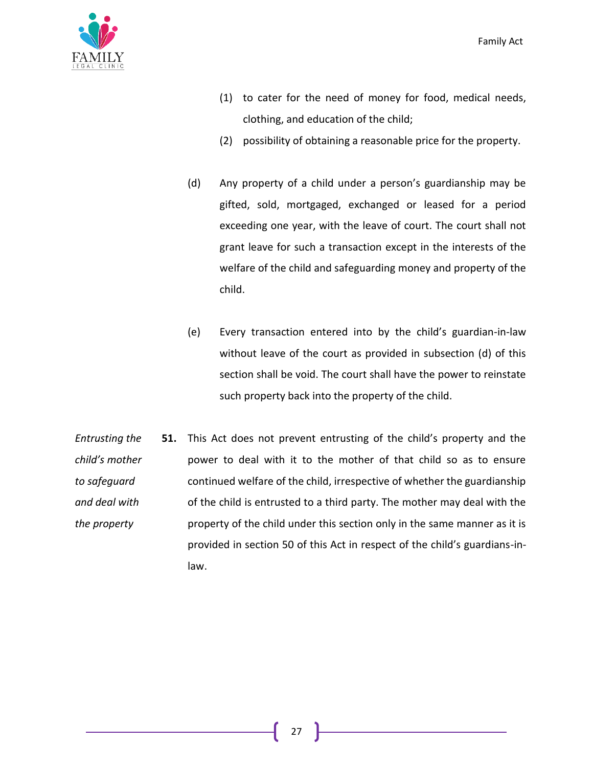(1) to cater for the need of money for food, medical needs, clothing, and education of the child;

(2) possibility of obtaining a reasonable price for the property.

(d) Any property of a child under a person's guardianship may be gifted, sold, mortgaged, exchanged or leased for a period exceeding one year, with the leave of court. The court shall not grant leave for such a transaction except in the interests of the welfare of the child and safeguarding money and property of the child.

(e) Every transaction entered into by the child's guardian-in-law without leave of the court as provided in subsection (d) of this section shall be void. The court shall have the power to reinstate such property back into the property of the child.

*Entrusting the child's mother to safeguard and deal with the property*

**51.** This Act does not prevent entrusting of the child's property and the power to deal with it to the mother of that child so as to ensure continued welfare of the child, irrespective of whether the guardianship of the child is entrusted to a third party. The mother may deal with the property of the child under this section only in the same manner as it is provided in section 50 of this Act in respect of the child's guardians-in-law.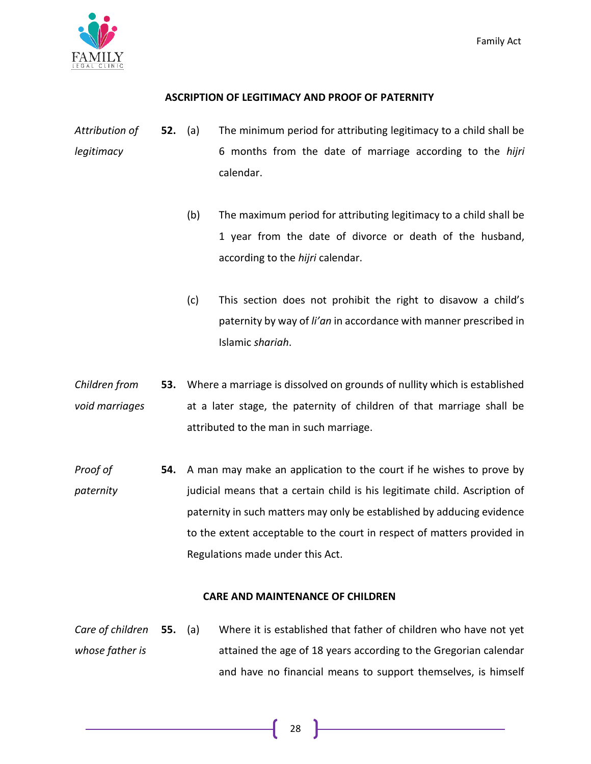## ASCRIPTION OF LEGITIMACY AND PROOF OF PATERNITY

*Attribution of legitimacy*

**52.** (a) The minimum period for attributing legitimacy to a child shall be 6 months from the date of marriage according to the *hijri* calendar.

(b) The maximum period for attributing legitimacy to a child shall be 1 year from the date of divorce or death of the husband, according to the *hijri* calendar.

(c) This section does not prohibit the right to disavow a child's paternity by way of *li'an* in accordance with manner prescribed in Islamic *shariah*.

*Children from void marriages*

**53.** Where a marriage is dissolved on grounds of nullity which is established at a later stage, the paternity of children of that marriage shall be attributed to the man in such marriage.

*Proof of paternity*

**54.** A man may make an application to the court if he wishes to prove by judicial means that a certain child is his legitimate child. Ascription of paternity in such matters may only be established by adducing evidence to the extent acceptable to the court in respect of matters provided in Regulations made under this Act.

## CARE AND MAINTENANCE OF CHILDREN

*Care of children whose father is*

**55.** (a) Where it is established that father of children who have not yet attained the age of 18 years according to the Gregorian calendar and have no financial means to support themselves, is himself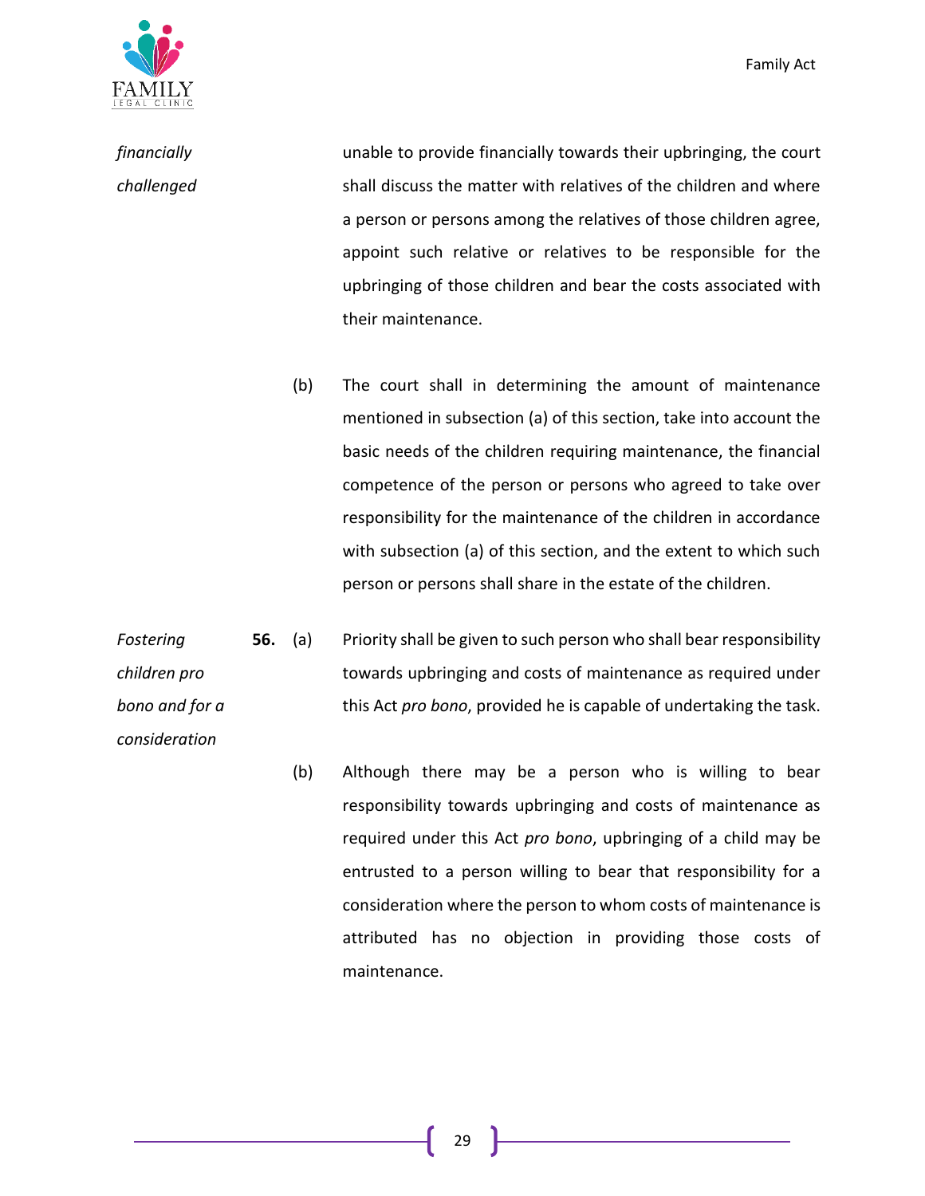*financially challenged*

unable to provide financially towards their upbringing, the court shall discuss the matter with relatives of the children and where a person or persons among the relatives of those children agree, appoint such relative or relatives to be responsible for the upbringing of those children and bear the costs associated with their maintenance.

(b) The court shall in determining the amount of maintenance mentioned in subsection (a) of this section, take into account the basic needs of the children requiring maintenance, the financial competence of the person or persons who agreed to take over responsibility for the maintenance of the children in accordance with subsection (a) of this section, and the extent to which such person or persons shall share in the estate of the children.

*Fostering children pro bono and for a consideration*

**56.** (a) Priority shall be given to such person who shall bear responsibility towards upbringing and costs of maintenance as required under this Act *pro bono*, provided he is capable of undertaking the task.

(b) Although there may be a person who is willing to bear responsibility towards upbringing and costs of maintenance as required under this Act *pro bono*, upbringing of a child may be entrusted to a person willing to bear that responsibility for a consideration where the person to whom costs of maintenance is attributed has no objection in providing those costs of maintenance.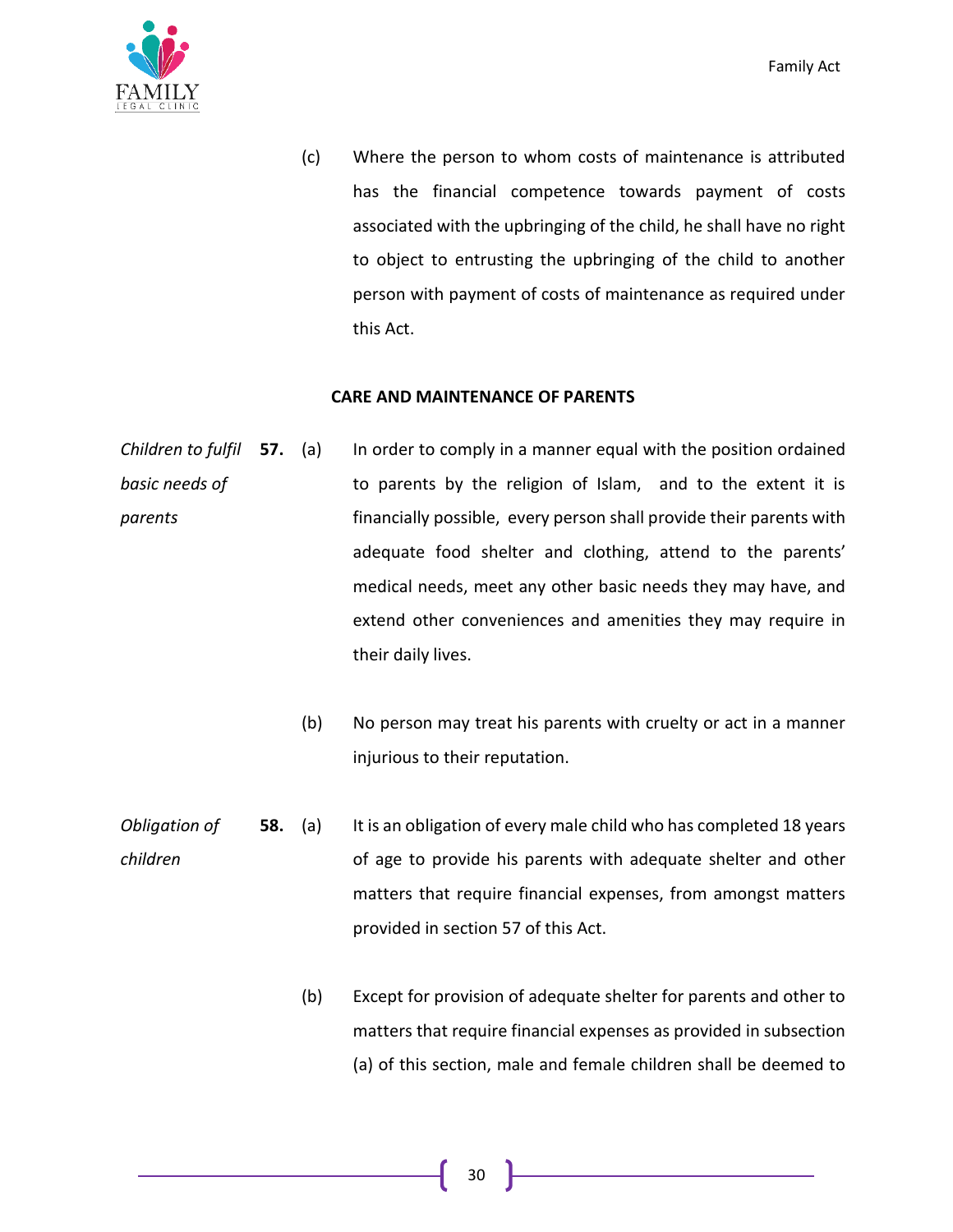(c) Where the person to whom costs of maintenance is attributed has the financial competence towards payment of costs associated with the upbringing of the child, he shall have no right to object to entrusting the upbringing of the child to another person with payment of costs of maintenance as required under this Act.

## CARE AND MAINTENANCE OF PARENTS

*Children to fulfil basic needs of parents*

**57.** (a) In order to comply in a manner equal with the position ordained to parents by the religion of Islam, and to the extent it is financially possible, every person shall provide their parents with adequate food shelter and clothing, attend to the parents' medical needs, meet any other basic needs they may have, and extend other conveniences and amenities they may require in their daily lives.

(b) No person may treat his parents with cruelty or act in a manner injurious to their reputation.

*Obligation of children*

**58.** (a) It is an obligation of every male child who has completed 18 years of age to provide his parents with adequate shelter and other matters that require financial expenses, from amongst matters provided in section 57 of this Act.

(b) Except for provision of adequate shelter for parents and other to matters that require financial expenses as provided in subsection (a) of this section, male and female children shall be deemed to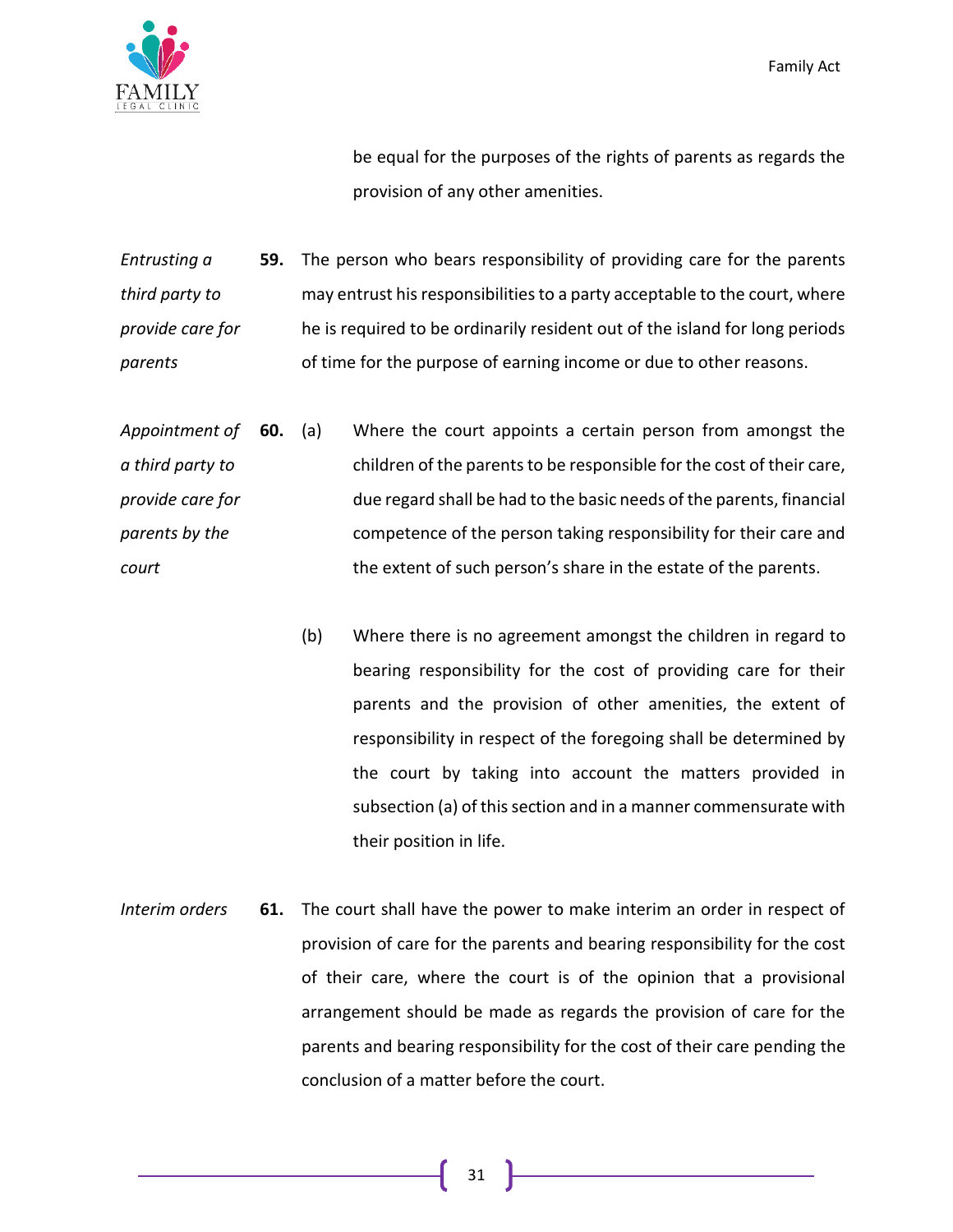be equal for the purposes of the rights of parents as regards the provision of any other amenities.

*Entrusting a third party to provide care for parents*

**59.** The person who bears responsibility of providing care for the parents may entrust his responsibilities to a party acceptable to the court, where he is required to be ordinarily resident out of the island for long periods of time for the purpose of earning income or due to other reasons.

*Appointment of a third party to provide care for parents by the court*

**60.** (a) Where the court appoints a certain person from amongst the children of the parents to be responsible for the cost of their care, due regard shall be had to the basic needs of the parents, financial competence of the person taking responsibility for their care and the extent of such person's share in the estate of the parents.

(b) Where there is no agreement amongst the children in regard to bearing responsibility for the cost of providing care for their parents and the provision of other amenities, the extent of responsibility in respect of the foregoing shall be determined by the court by taking into account the matters provided in subsection (a) of this section and in a manner commensurate with their position in life.

*Interim orders*

**61.** The court shall have the power to make interim an order in respect of provision of care for the parents and bearing responsibility for the cost of their care, where the court is of the opinion that a provisional arrangement should be made as regards the provision of care for the parents and bearing responsibility for the cost of their care pending the conclusion of a matter before the court.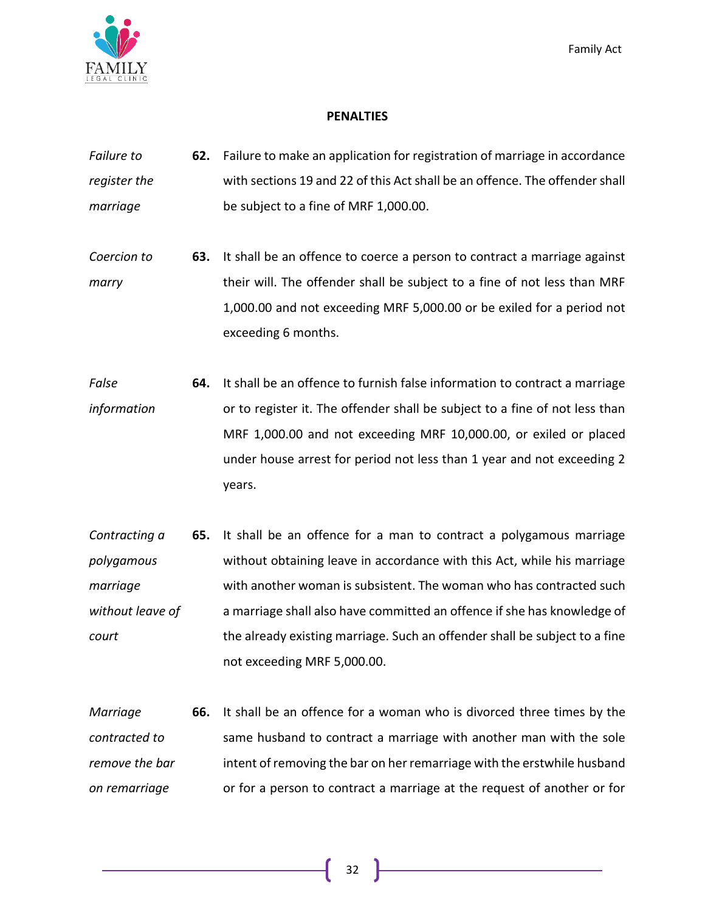### PENALTIES

*Failure to register the marriage*

**62.** Failure to make an application for registration of marriage in accordance with sections 19 and 22 of this Act shall be an offence. The offender shall be subject to a fine of MRF 1,000.00.

*Coercion to marry*

**63.** It shall be an offence to coerce a person to contract a marriage against their will. The offender shall be subject to a fine of not less than MRF 1,000.00 and not exceeding MRF 5,000.00 or be exiled for a period not exceeding 6 months.

*False information*

**64.** It shall be an offence to furnish false information to contract a marriage or to register it. The offender shall be subject to a fine of not less than MRF 1,000.00 and not exceeding MRF 10,000.00, or exiled or placed under house arrest for period not less than 1 year and not exceeding 2 years.

*Contracting a polygamous marriage without leave of court*

**65.** It shall be an offence for a man to contract a polygamous marriage without obtaining leave in accordance with this Act, while his marriage with another woman is subsistent. The woman who has contracted such a marriage shall also have committed an offence if she has knowledge of the already existing marriage. Such an offender shall be subject to a fine not exceeding MRF 5,000.00.

*Marriage contracted to remove the bar on remarriage*

**66.** It shall be an offence for a woman who is divorced three times by the same husband to contract a marriage with another man with the sole intent of removing the bar on her remarriage with the erstwhile husband or for a person to contract a marriage at the request of another or for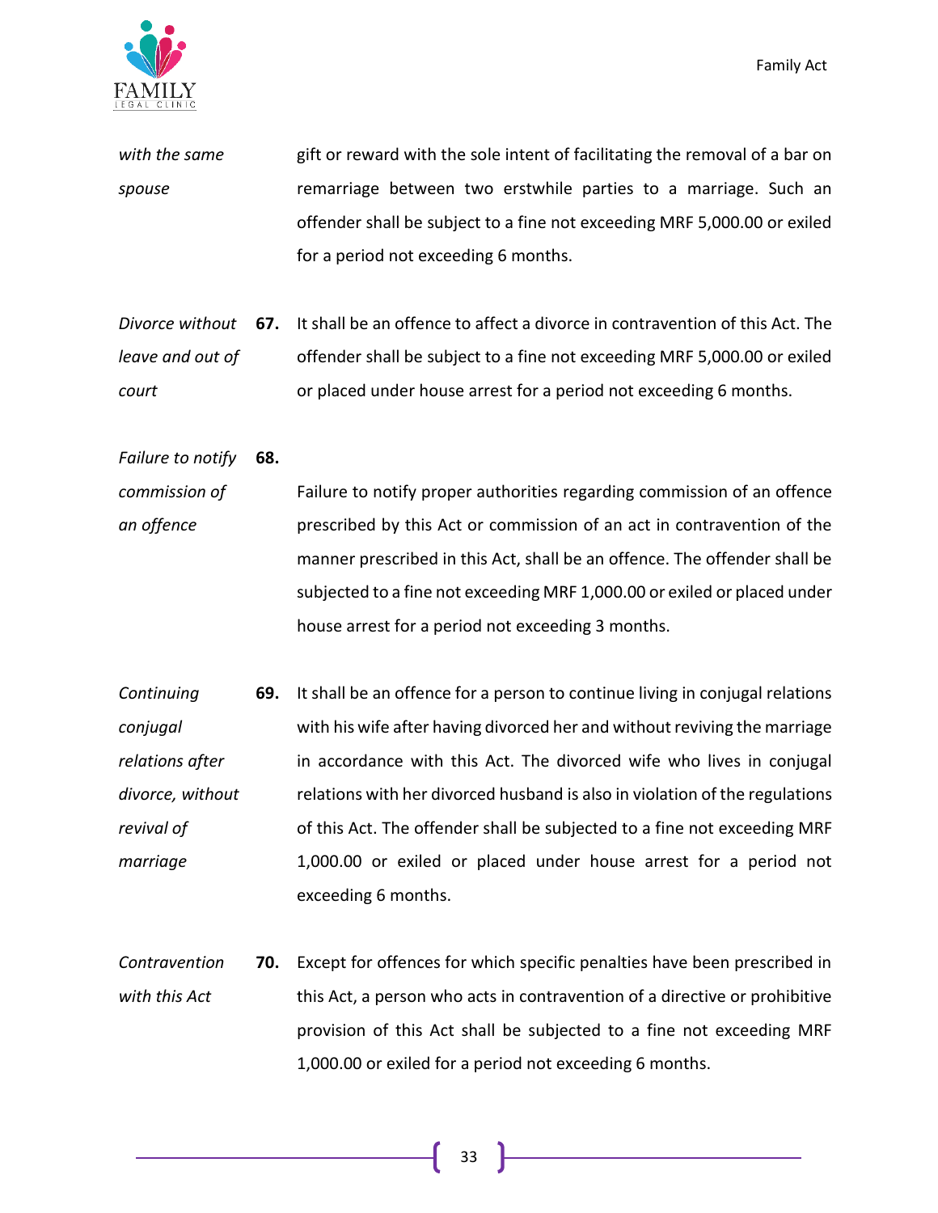*with the same spouse*

gift or reward with the sole intent of facilitating the removal of a bar on remarriage between two erstwhile parties to a marriage. Such an offender shall be subject to a fine not exceeding MRF 5,000.00 or exiled for a period not exceeding 6 months.

*Divorce without leave and out of court*

**67.** It shall be an offence to affect a divorce in contravention of this Act. The offender shall be subject to a fine not exceeding MRF 5,000.00 or exiled or placed under house arrest for a period not exceeding 6 months.

*Failure to notify commission of an offence*

**68.** Failure to notify proper authorities regarding commission of an offence prescribed by this Act or commission of an act in contravention of the manner prescribed in this Act, shall be an offence. The offender shall be subjected to a fine not exceeding MRF 1,000.00 or exiled or placed under house arrest for a period not exceeding 3 months.

*Continuing conjugal relations after divorce, without revival of marriage*

**69.** It shall be an offence for a person to continue living in conjugal relations with his wife after having divorced her and without reviving the marriage in accordance with this Act. The divorced wife who lives in conjugal relations with her divorced husband is also in violation of the regulations of this Act. The offender shall be subjected to a fine not exceeding MRF 1,000.00 or exiled or placed under house arrest for a period not exceeding 6 months.

*Contravention with this Act*

**70.** Except for offences for which specific penalties have been prescribed in this Act, a person who acts in contravention of a directive or prohibitive provision of this Act shall be subjected to a fine not exceeding MRF 1,000.00 or exiled for a period not exceeding 6 months.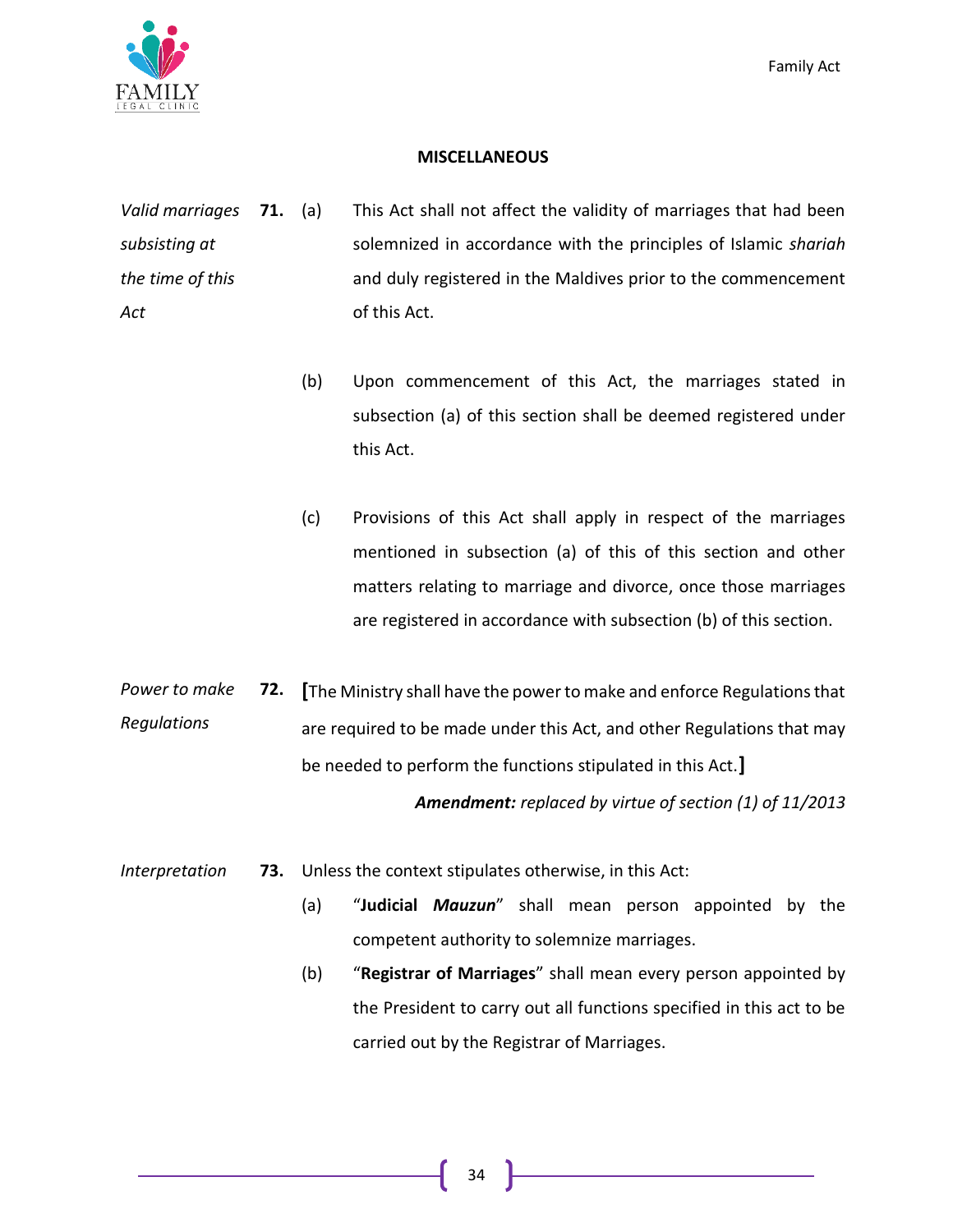## MISCELLANEOUS

*Valid marriages subsisting at the time of this Act*

**71.** (a) This Act shall not affect the validity of marriages that had been solemnized in accordance with the principles of Islamic *shariah* and duly registered in the Maldives prior to the commencement of this Act.

(b) Upon commencement of this Act, the marriages stated in subsection (a) of this section shall be deemed registered under this Act.

(c) Provisions of this Act shall apply in respect of the marriages mentioned in subsection (a) of this of this section and other matters relating to marriage and divorce, once those marriages are registered in accordance with subsection (b) of this section.

*Power to make Regulations*

**72.** **[**The Ministry shall have the power to make and enforce Regulations that are required to be made under this Act, and other Regulations that may be needed to perform the functions stipulated in this Act.**]**

***Amendment:*** *replaced by virtue of section (1) of 11/2013*

*Interpretation*

**73.** Unless the context stipulates otherwise, in this Act:

(a) "**Judicial *Mauzun***" shall mean person appointed by the competent authority to solemnize marriages.

(b) "**Registrar of Marriages**" shall mean every person appointed by the President to carry out all functions specified in this act to be carried out by the Registrar of Marriages.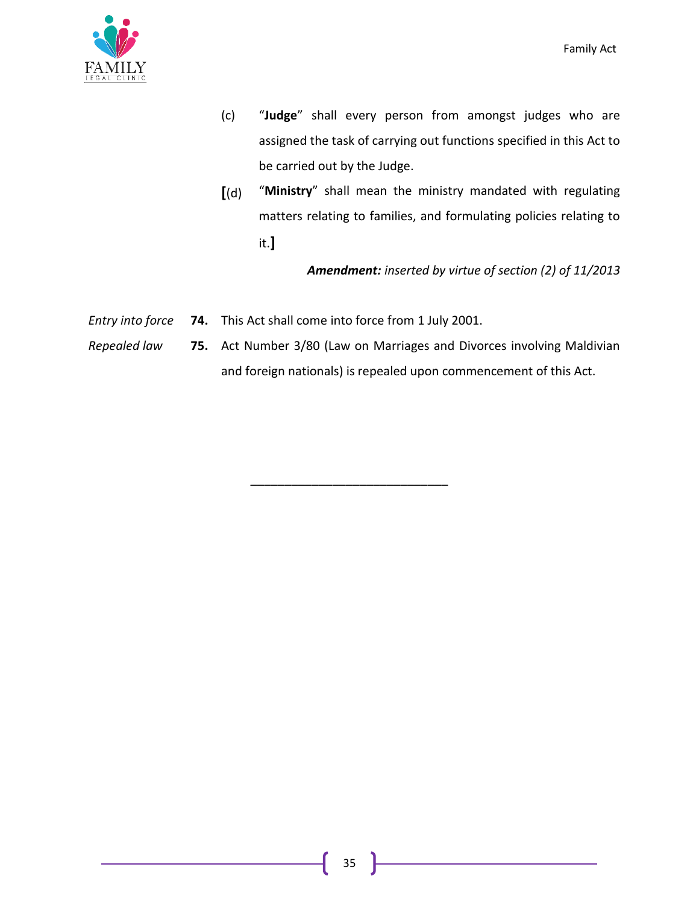(c) "**Judge**" shall every person from amongst judges who are assigned the task of carrying out functions specified in this Act to be carried out by the Judge.

[(d) "**Ministry**" shall mean the ministry mandated with regulating matters relating to families, and formulating policies relating to it.]

***Amendment:*** *inserted by virtue of section (2) of 11/2013*

*Entry into force* **74.** This Act shall come into force from 1 July 2001.

*Repealed law* **75.** Act Number 3/80 (Law on Marriages and Divorces involving Maldivian and foreign nationals) is repealed upon commencement of this Act.

______________________________